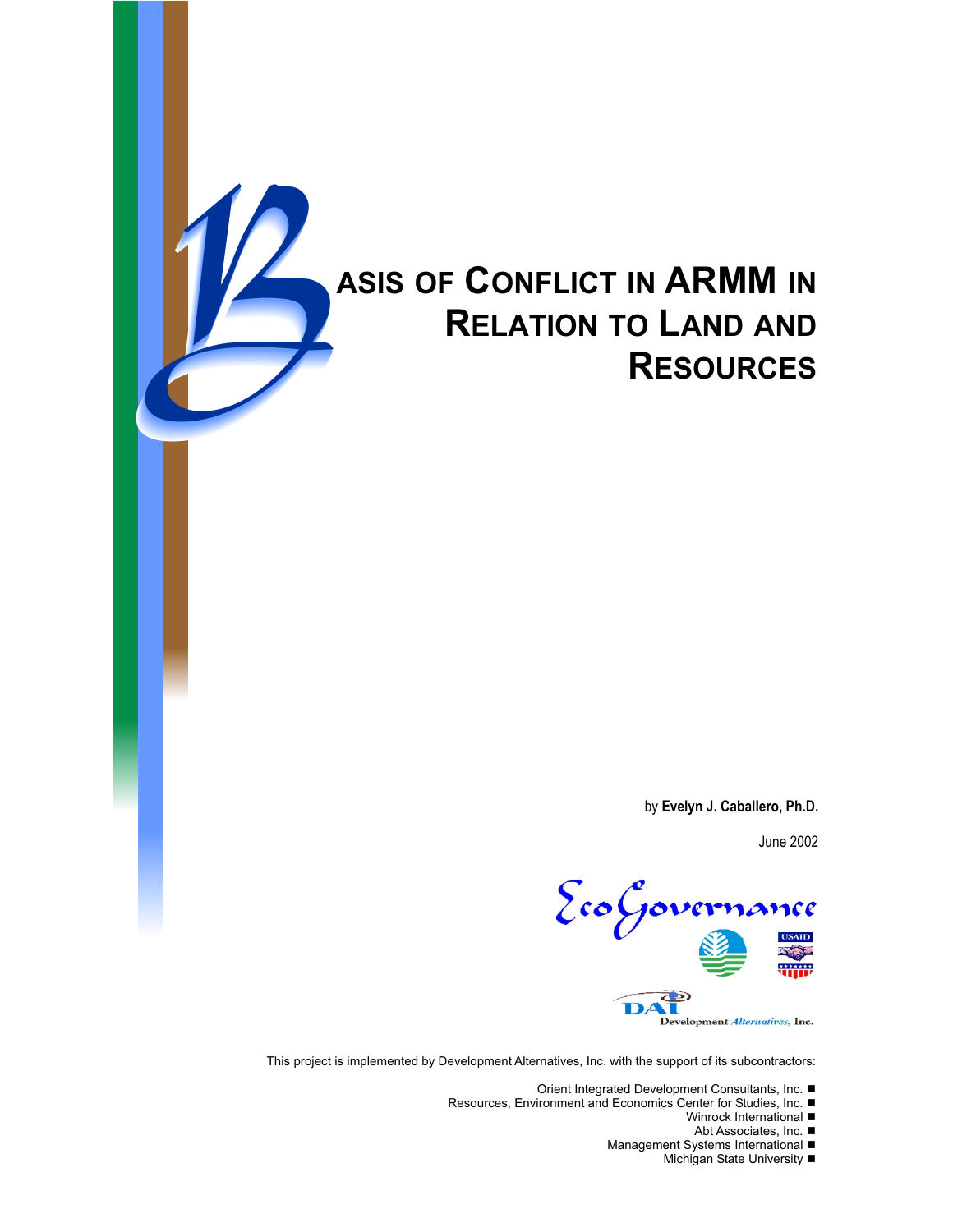# BASIS OF CONFLICT IN ARMM IN RELATION TO LAND AND RESOURCES

by **Evelyn J. Caballero, Ph.D.**

June 2002

EcoGovernance

USAID

DAI Development Alternatives, Inc.

This project is implemented by Development Alternatives, Inc. with the support of its subcontractors:

- Orient Integrated Development Consultants, Inc.
- Resources, Environment and Economics Center for Studies, Inc.
- Winrock International
- Abt Associates, Inc.
- Management Systems International
- Michigan State University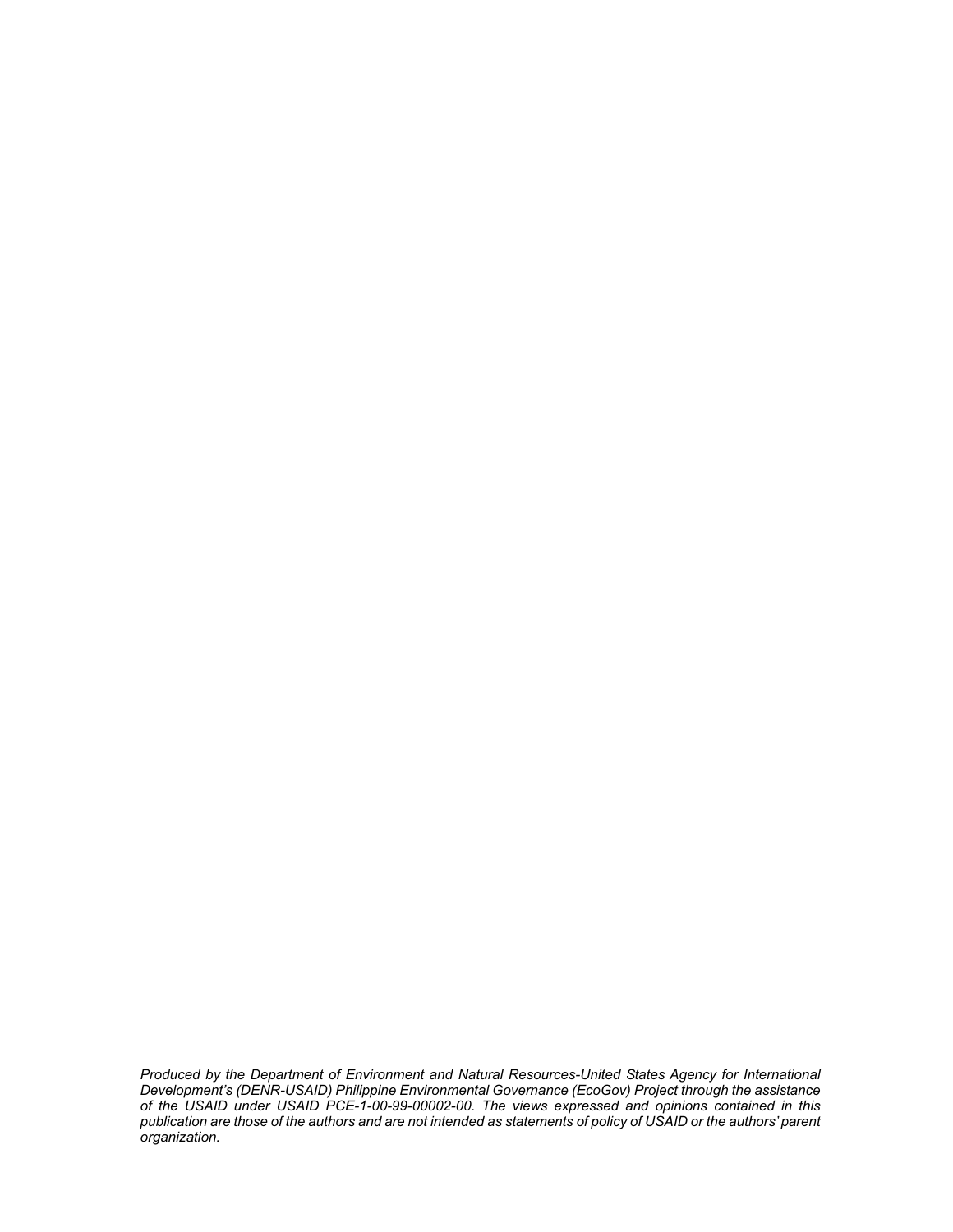*Produced by the Department of Environment and Natural Resources-United States Agency for International Development's (DENR-USAID) Philippine Environmental Governance (EcoGov) Project through the assistance of the USAID under USAID PCE-1-00-99-00002-00. The views expressed and opinions contained in this publication are those of the authors and are not intended as statements of policy of USAID or the authors' parent organization.*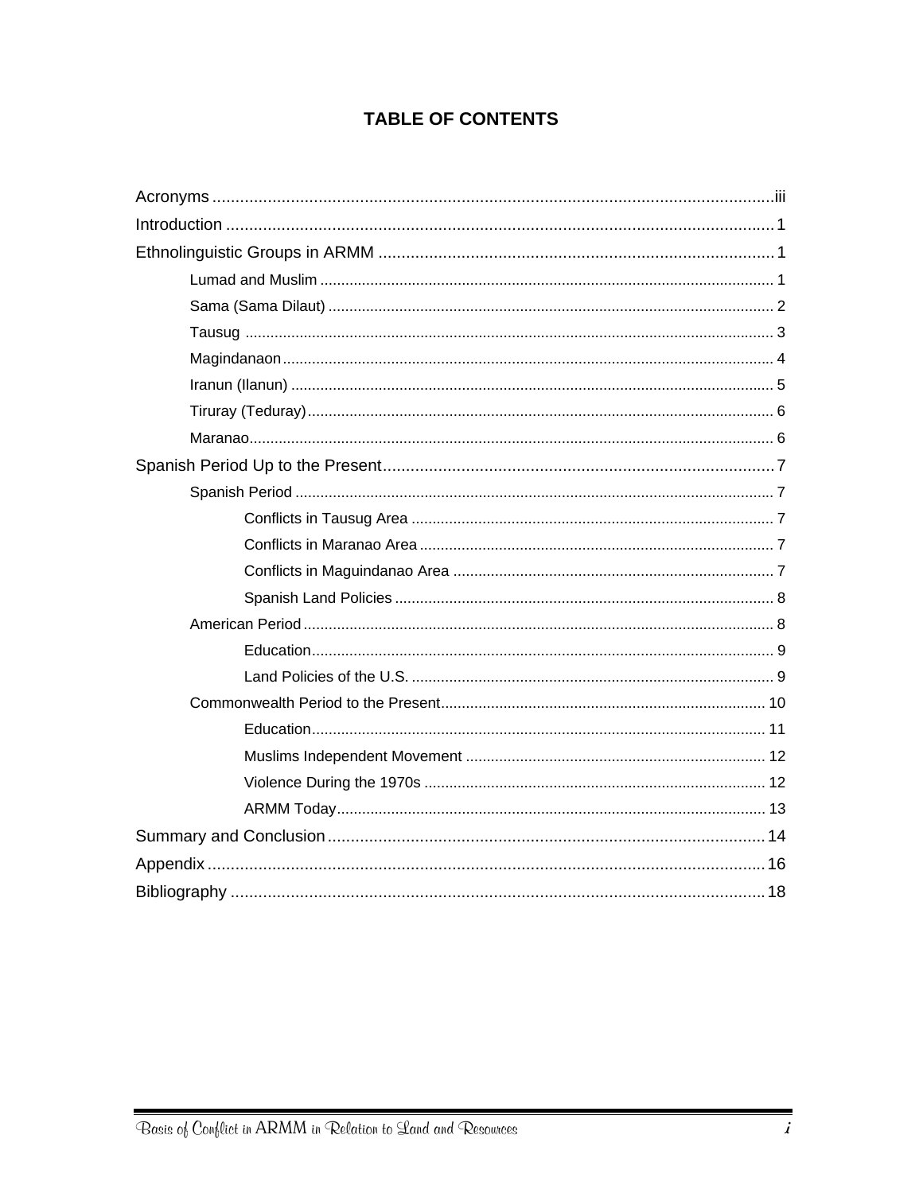# TABLE OF CONTENTS

Acronyms ..... iii

Introduction ..... 1

Ethnolinguistic Groups in ARMM ..... 1

- Lumad and Muslim ..... 1
- Sama (Sama Dilaut) ..... 2
- Tausug ..... 3
- Magindanaon ..... 4
- Iranun (Ilanun) ..... 5
- Tiruray (Teduray) ..... 6
- Maranao ..... 6

Spanish Period Up to the Present ..... 7

- Spanish Period ..... 7
  - Conflicts in Tausug Area ..... 7
  - Conflicts in Maranao Area ..... 7
  - Conflicts in Maguindanao Area ..... 7
  - Spanish Land Policies ..... 8
- American Period ..... 8
  - Education ..... 9
  - Land Policies of the U.S. ..... 9
- Commonwealth Period to the Present ..... 10
  - Education ..... 11
  - Muslims Independent Movement ..... 12
  - Violence During the 1970s ..... 12
  - ARMM Today ..... 13

Summary and Conclusion ..... 14

Appendix ..... 16

Bibliography ..... 18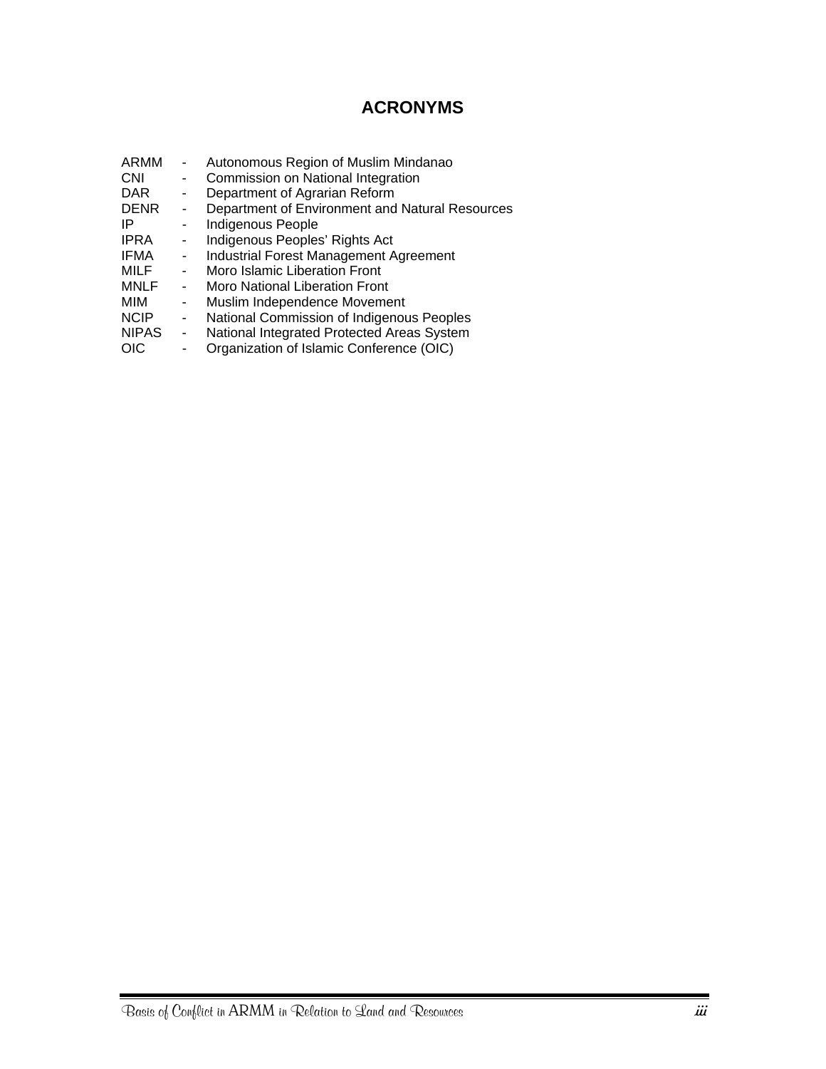# ACRONYMS

| | | |
|---|---|---|
| ARMM | - | Autonomous Region of Muslim Mindanao |
| CNI | - | Commission on National Integration |
| DAR | - | Department of Agrarian Reform |
| DENR | - | Department of Environment and Natural Resources |
| IP | - | Indigenous People |
| IPRA | - | Indigenous Peoples' Rights Act |
| IFMA | - | Industrial Forest Management Agreement |
| MILF | - | Moro Islamic Liberation Front |
| MNLF | - | Moro National Liberation Front |
| MIM | - | Muslim Independence Movement |
| NCIP | - | National Commission of Indigenous Peoples |
| NIPAS | - | National Integrated Protected Areas System |
| OIC | - | Organization of Islamic Conference (OIC) |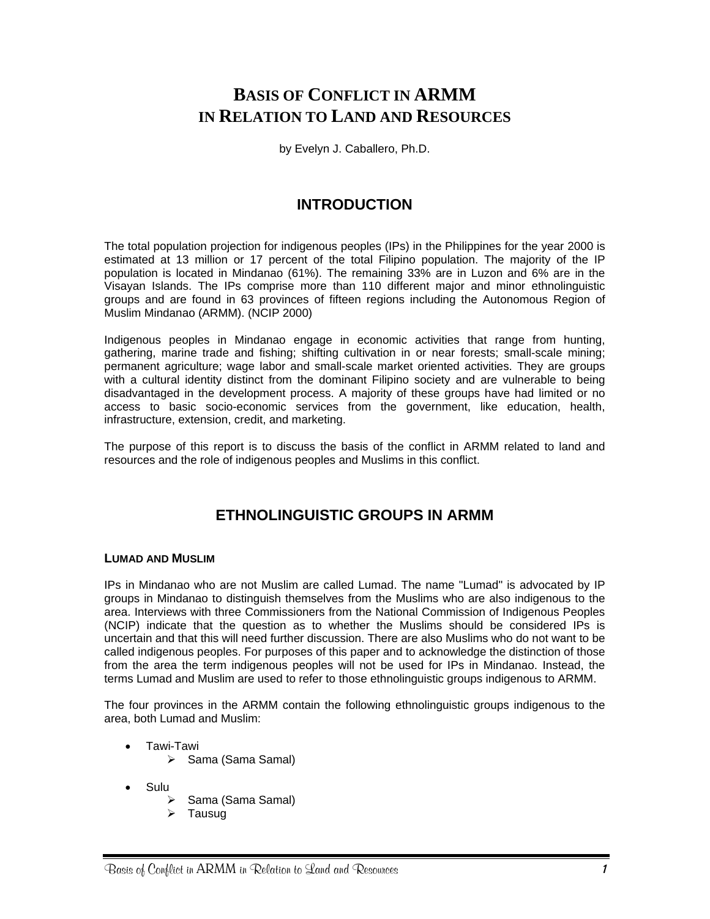# BASIS OF CONFLICT IN ARMM IN RELATION TO LAND AND RESOURCES

by Evelyn J. Caballero, Ph.D.

## INTRODUCTION

The total population projection for indigenous peoples (IPs) in the Philippines for the year 2000 is estimated at 13 million or 17 percent of the total Filipino population. The majority of the IP population is located in Mindanao (61%). The remaining 33% are in Luzon and 6% are in the Visayan Islands. The IPs comprise more than 110 different major and minor ethnolinguistic groups and are found in 63 provinces of fifteen regions including the Autonomous Region of Muslim Mindanao (ARMM). (NCIP 2000)

Indigenous peoples in Mindanao engage in economic activities that range from hunting, gathering, marine trade and fishing; shifting cultivation in or near forests; small-scale mining; permanent agriculture; wage labor and small-scale market oriented activities. They are groups with a cultural identity distinct from the dominant Filipino society and are vulnerable to being disadvantaged in the development process. A majority of these groups have had limited or no access to basic socio-economic services from the government, like education, health, infrastructure, extension, credit, and marketing.

The purpose of this report is to discuss the basis of the conflict in ARMM related to land and resources and the role of indigenous peoples and Muslims in this conflict.

## ETHNOLINGUISTIC GROUPS IN ARMM

### LUMAD AND MUSLIM

IPs in Mindanao who are not Muslim are called Lumad. The name "Lumad" is advocated by IP groups in Mindanao to distinguish themselves from the Muslims who are also indigenous to the area. Interviews with three Commissioners from the National Commission of Indigenous Peoples (NCIP) indicate that the question as to whether the Muslims should be considered IPs is uncertain and that this will need further discussion. There are also Muslims who do not want to be called indigenous peoples. For purposes of this paper and to acknowledge the distinction of those from the area the term indigenous peoples will not be used for IPs in Mindanao. Instead, the terms Lumad and Muslim are used to refer to those ethnolinguistic groups indigenous to ARMM.

The four provinces in the ARMM contain the following ethnolinguistic groups indigenous to the area, both Lumad and Muslim:

- Tawi-Tawi
  - Sama (Sama Samal)
- Sulu
  - Sama (Sama Samal)
  - Tausug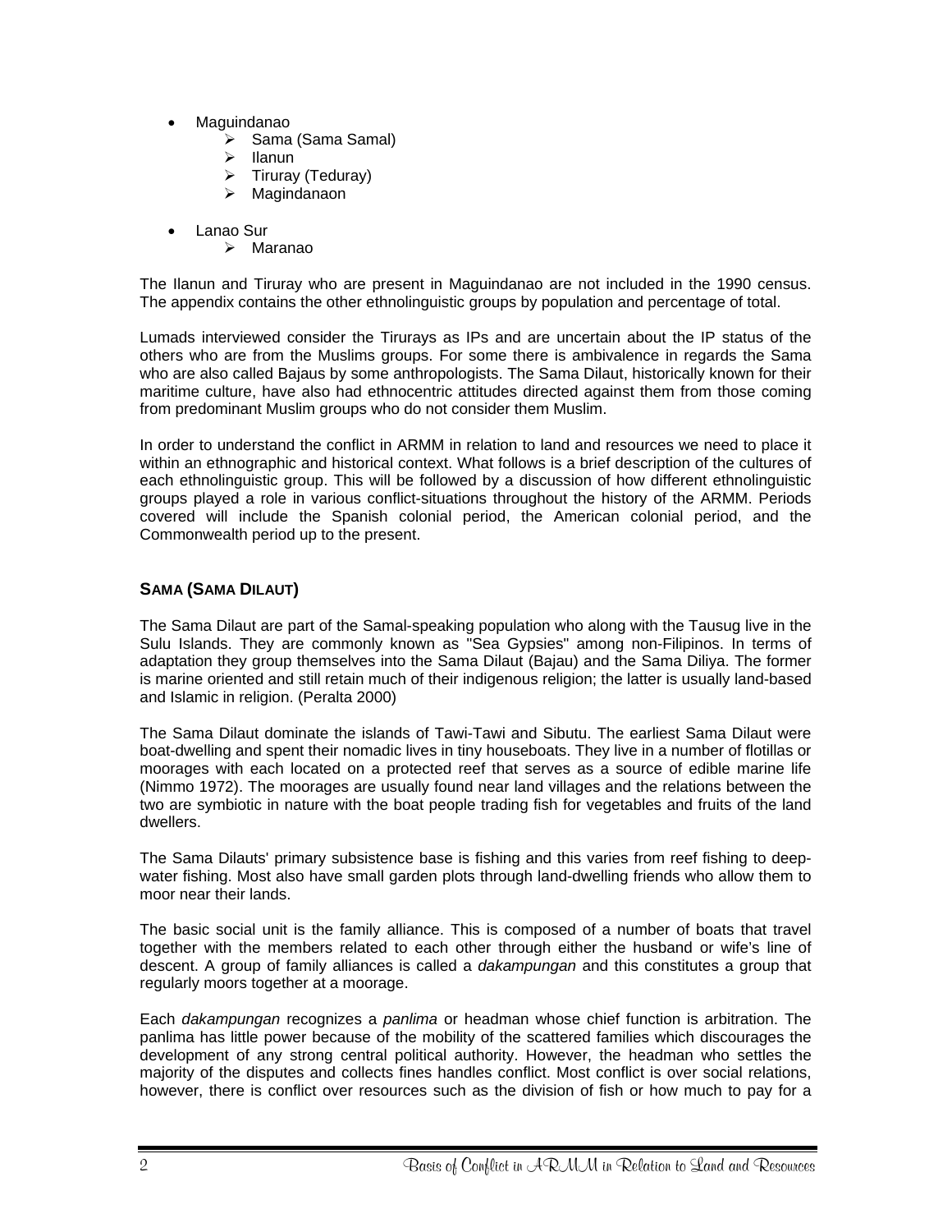- Maguindanao
  - Sama (Sama Samal)
  - Ilanun
  - Tiruray (Teduray)
  - Magindanaon

- Lanao Sur
  - Maranao

The Ilanun and Tiruray who are present in Maguindanao are not included in the 1990 census. The appendix contains the other ethnolinguistic groups by population and percentage of total.

Lumads interviewed consider the Tirurays as IPs and are uncertain about the IP status of the others who are from the Muslims groups. For some there is ambivalence in regards the Sama who are also called Bajaus by some anthropologists. The Sama Dilaut, historically known for their maritime culture, have also had ethnocentric attitudes directed against them from those coming from predominant Muslim groups who do not consider them Muslim.

In order to understand the conflict in ARMM in relation to land and resources we need to place it within an ethnographic and historical context. What follows is a brief description of the cultures of each ethnolinguistic group. This will be followed by a discussion of how different ethnolinguistic groups played a role in various conflict-situations throughout the history of the ARMM. Periods covered will include the Spanish colonial period, the American colonial period, and the Commonwealth period up to the present.

### SAMA (SAMA DILAUT)

The Sama Dilaut are part of the Samal-speaking population who along with the Tausug live in the Sulu Islands. They are commonly known as "Sea Gypsies" among non-Filipinos. In terms of adaptation they group themselves into the Sama Dilaut (Bajau) and the Sama Diliya. The former is marine oriented and still retain much of their indigenous religion; the latter is usually land-based and Islamic in religion. (Peralta 2000)

The Sama Dilaut dominate the islands of Tawi-Tawi and Sibutu. The earliest Sama Dilaut were boat-dwelling and spent their nomadic lives in tiny houseboats. They live in a number of flotillas or moorages with each located on a protected reef that serves as a source of edible marine life (Nimmo 1972). The moorages are usually found near land villages and the relations between the two are symbiotic in nature with the boat people trading fish for vegetables and fruits of the land dwellers.

The Sama Dilauts' primary subsistence base is fishing and this varies from reef fishing to deep-water fishing. Most also have small garden plots through land-dwelling friends who allow them to moor near their lands.

The basic social unit is the family alliance. This is composed of a number of boats that travel together with the members related to each other through either the husband or wife's line of descent. A group of family alliances is called a *dakampungan* and this constitutes a group that regularly moors together at a moorage.

Each *dakampungan* recognizes a *panlima* or headman whose chief function is arbitration. The panlima has little power because of the mobility of the scattered families which discourages the development of any strong central political authority. However, the headman who settles the majority of the disputes and collects fines handles conflict. Most conflict is over social relations, however, there is conflict over resources such as the division of fish or how much to pay for a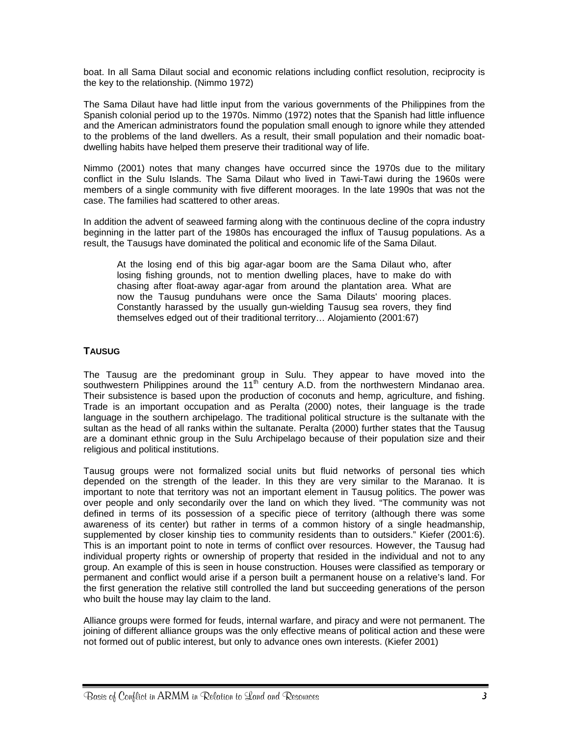boat. In all Sama Dilaut social and economic relations including conflict resolution, reciprocity is the key to the relationship. (Nimmo 1972)

The Sama Dilaut have had little input from the various governments of the Philippines from the Spanish colonial period up to the 1970s. Nimmo (1972) notes that the Spanish had little influence and the American administrators found the population small enough to ignore while they attended to the problems of the land dwellers. As a result, their small population and their nomadic boat-dwelling habits have helped them preserve their traditional way of life.

Nimmo (2001) notes that many changes have occurred since the 1970s due to the military conflict in the Sulu Islands. The Sama Dilaut who lived in Tawi-Tawi during the 1960s were members of a single community with five different moorages. In the late 1990s that was not the case. The families had scattered to other areas.

In addition the advent of seaweed farming along with the continuous decline of the copra industry beginning in the latter part of the 1980s has encouraged the influx of Tausug populations. As a result, the Tausugs have dominated the political and economic life of the Sama Dilaut.

> At the losing end of this big agar-agar boom are the Sama Dilaut who, after losing fishing grounds, not to mention dwelling places, have to make do with chasing after float-away agar-agar from around the plantation area. What are now the Tausug punduhans were once the Sama Dilauts' mooring places. Constantly harassed by the usually gun-wielding Tausug sea rovers, they find themselves edged out of their traditional territory… Alojamiento (2001:67)

## TAUSUG

The Tausug are the predominant group in Sulu. They appear to have moved into the southwestern Philippines around the 11th century A.D. from the northwestern Mindanao area. Their subsistence is based upon the production of coconuts and hemp, agriculture, and fishing. Trade is an important occupation and as Peralta (2000) notes, their language is the trade language in the southern archipelago. The traditional political structure is the sultanate with the sultan as the head of all ranks within the sultanate. Peralta (2000) further states that the Tausug are a dominant ethnic group in the Sulu Archipelago because of their population size and their religious and political institutions.

Tausug groups were not formalized social units but fluid networks of personal ties which depended on the strength of the leader. In this they are very similar to the Maranao. It is important to note that territory was not an important element in Tausug politics. The power was over people and only secondarily over the land on which they lived. "The community was not defined in terms of its possession of a specific piece of territory (although there was some awareness of its center) but rather in terms of a common history of a single headmanship, supplemented by closer kinship ties to community residents than to outsiders." Kiefer (2001:6). This is an important point to note in terms of conflict over resources. However, the Tausug had individual property rights or ownership of property that resided in the individual and not to any group. An example of this is seen in house construction. Houses were classified as temporary or permanent and conflict would arise if a person built a permanent house on a relative's land. For the first generation the relative still controlled the land but succeeding generations of the person who built the house may lay claim to the land.

Alliance groups were formed for feuds, internal warfare, and piracy and were not permanent. The joining of different alliance groups was the only effective means of political action and these were not formed out of public interest, but only to advance ones own interests. (Kiefer 2001)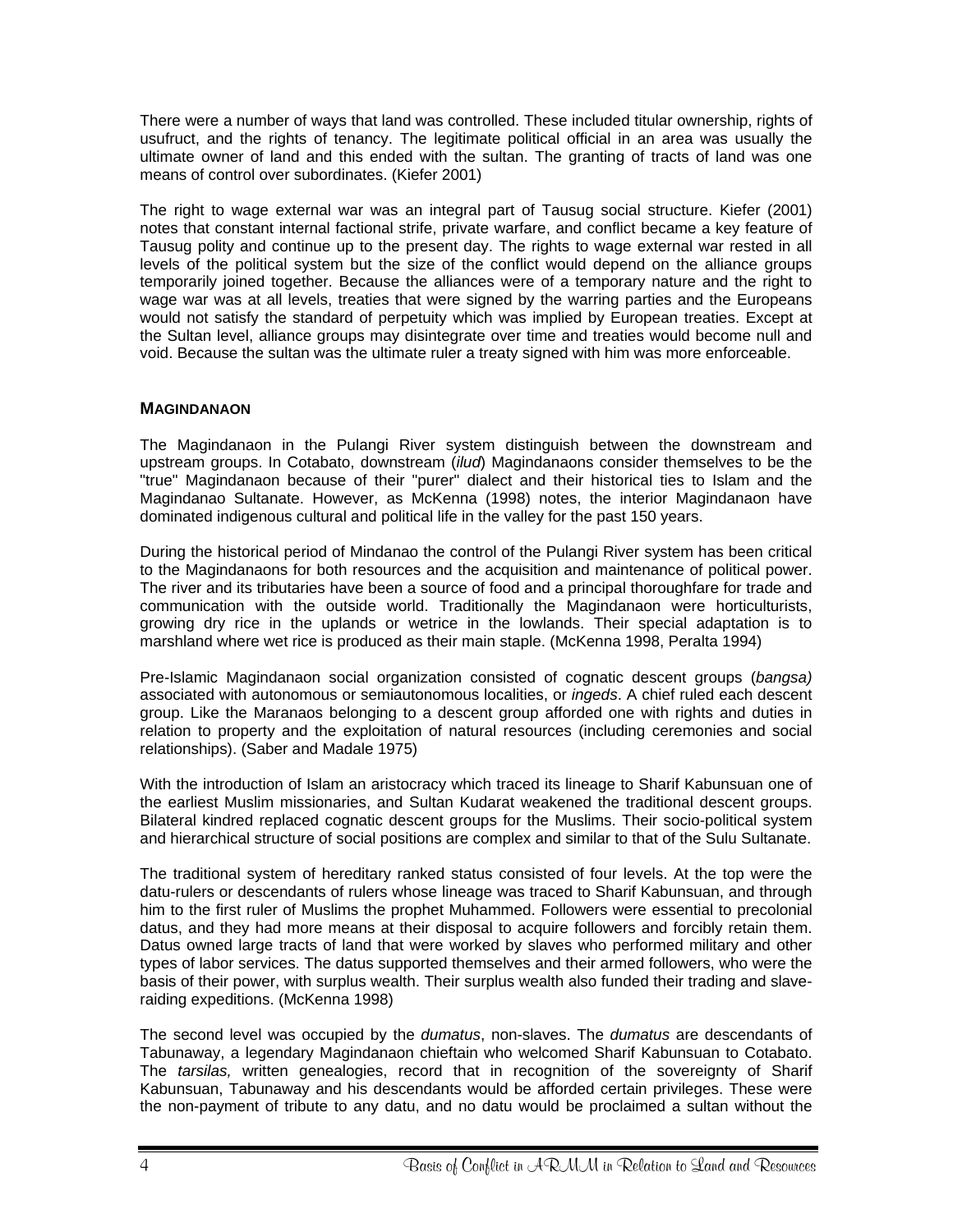There were a number of ways that land was controlled. These included titular ownership, rights of usufruct, and the rights of tenancy. The legitimate political official in an area was usually the ultimate owner of land and this ended with the sultan. The granting of tracts of land was one means of control over subordinates. (Kiefer 2001)

The right to wage external war was an integral part of Tausug social structure. Kiefer (2001) notes that constant internal factional strife, private warfare, and conflict became a key feature of Tausug polity and continue up to the present day. The rights to wage external war rested in all levels of the political system but the size of the conflict would depend on the alliance groups temporarily joined together. Because the alliances were of a temporary nature and the right to wage war was at all levels, treaties that were signed by the warring parties and the Europeans would not satisfy the standard of perpetuity which was implied by European treaties. Except at the Sultan level, alliance groups may disintegrate over time and treaties would become null and void. Because the sultan was the ultimate ruler a treaty signed with him was more enforceable.

## MAGINDANAON

The Magindanaon in the Pulangi River system distinguish between the downstream and upstream groups. In Cotabato, downstream (*ilud*) Magindanaons consider themselves to be the "true" Magindanaon because of their "purer" dialect and their historical ties to Islam and the Magindanao Sultanate. However, as McKenna (1998) notes, the interior Magindanaon have dominated indigenous cultural and political life in the valley for the past 150 years.

During the historical period of Mindanao the control of the Pulangi River system has been critical to the Magindanaons for both resources and the acquisition and maintenance of political power. The river and its tributaries have been a source of food and a principal thoroughfare for trade and communication with the outside world. Traditionally the Magindanaon were horticulturists, growing dry rice in the uplands or wetrice in the lowlands. Their special adaptation is to marshland where wet rice is produced as their main staple. (McKenna 1998, Peralta 1994)

Pre-Islamic Magindanaon social organization consisted of cognatic descent groups (*bangsa)* associated with autonomous or semiautonomous localities, or *ingeds*. A chief ruled each descent group. Like the Maranaos belonging to a descent group afforded one with rights and duties in relation to property and the exploitation of natural resources (including ceremonies and social relationships). (Saber and Madale 1975)

With the introduction of Islam an aristocracy which traced its lineage to Sharif Kabunsuan one of the earliest Muslim missionaries, and Sultan Kudarat weakened the traditional descent groups. Bilateral kindred replaced cognatic descent groups for the Muslims. Their socio-political system and hierarchical structure of social positions are complex and similar to that of the Sulu Sultanate.

The traditional system of hereditary ranked status consisted of four levels. At the top were the datu-rulers or descendants of rulers whose lineage was traced to Sharif Kabunsuan, and through him to the first ruler of Muslims the prophet Muhammed. Followers were essential to precolonial datus, and they had more means at their disposal to acquire followers and forcibly retain them. Datus owned large tracts of land that were worked by slaves who performed military and other types of labor services. The datus supported themselves and their armed followers, who were the basis of their power, with surplus wealth. Their surplus wealth also funded their trading and slave-raiding expeditions. (McKenna 1998)

The second level was occupied by the *dumatus*, non-slaves. The *dumatus* are descendants of Tabunaway, a legendary Magindanaon chieftain who welcomed Sharif Kabunsuan to Cotabato. The *tarsilas,* written genealogies, record that in recognition of the sovereignty of Sharif Kabunsuan, Tabunaway and his descendants would be afforded certain privileges. These were the non-payment of tribute to any datu, and no datu would be proclaimed a sultan without the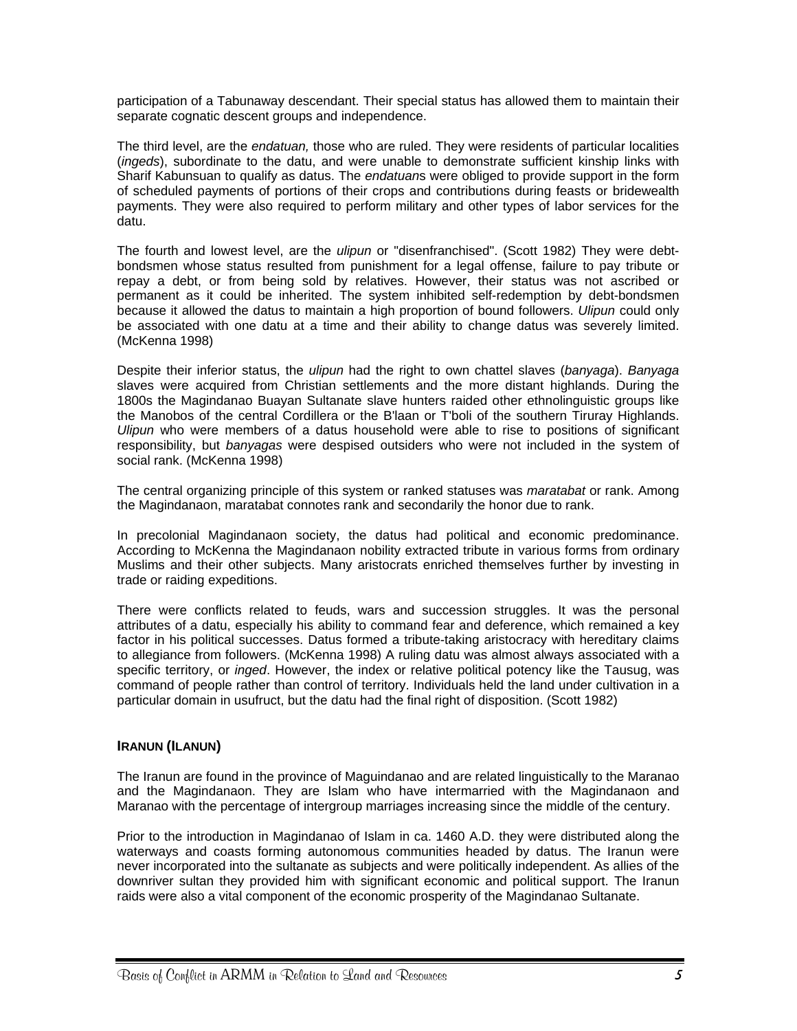participation of a Tabunaway descendant. Their special status has allowed them to maintain their separate cognatic descent groups and independence.

The third level, are the *endatuan,* those who are ruled. They were residents of particular localities (*ingeds*), subordinate to the datu, and were unable to demonstrate sufficient kinship links with Sharif Kabunsuan to qualify as datus. The *endatuan*s were obliged to provide support in the form of scheduled payments of portions of their crops and contributions during feasts or bridewealth payments. They were also required to perform military and other types of labor services for the datu.

The fourth and lowest level, are the *ulipun* or "disenfranchised". (Scott 1982) They were debt-bondsmen whose status resulted from punishment for a legal offense, failure to pay tribute or repay a debt, or from being sold by relatives. However, their status was not ascribed or permanent as it could be inherited. The system inhibited self-redemption by debt-bondsmen because it allowed the datus to maintain a high proportion of bound followers. *Ulipun* could only be associated with one datu at a time and their ability to change datus was severely limited. (McKenna 1998)

Despite their inferior status, the *ulipun* had the right to own chattel slaves (*banyaga*). *Banyaga* slaves were acquired from Christian settlements and the more distant highlands. During the 1800s the Magindanao Buayan Sultanate slave hunters raided other ethnolinguistic groups like the Manobos of the central Cordillera or the B'laan or T'boli of the southern Tiruray Highlands. *Ulipun* who were members of a datus household were able to rise to positions of significant responsibility, but *banyagas* were despised outsiders who were not included in the system of social rank. (McKenna 1998)

The central organizing principle of this system or ranked statuses was *maratabat* or rank. Among the Magindanaon, maratabat connotes rank and secondarily the honor due to rank.

In precolonial Magindanaon society, the datus had political and economic predominance. According to McKenna the Magindanaon nobility extracted tribute in various forms from ordinary Muslims and their other subjects. Many aristocrats enriched themselves further by investing in trade or raiding expeditions.

There were conflicts related to feuds, wars and succession struggles. It was the personal attributes of a datu, especially his ability to command fear and deference, which remained a key factor in his political successes. Datus formed a tribute-taking aristocracy with hereditary claims to allegiance from followers. (McKenna 1998) A ruling datu was almost always associated with a specific territory, or *inged*. However, the index or relative political potency like the Tausug, was command of people rather than control of territory. Individuals held the land under cultivation in a particular domain in usufruct, but the datu had the final right of disposition. (Scott 1982)

### IRANUN (ILANUN)

The Iranun are found in the province of Maguindanao and are related linguistically to the Maranao and the Magindanaon. They are Islam who have intermarried with the Magindanaon and Maranao with the percentage of intergroup marriages increasing since the middle of the century.

Prior to the introduction in Magindanao of Islam in ca. 1460 A.D. they were distributed along the waterways and coasts forming autonomous communities headed by datus. The Iranun were never incorporated into the sultanate as subjects and were politically independent. As allies of the downriver sultan they provided him with significant economic and political support. The Iranun raids were also a vital component of the economic prosperity of the Magindanao Sultanate.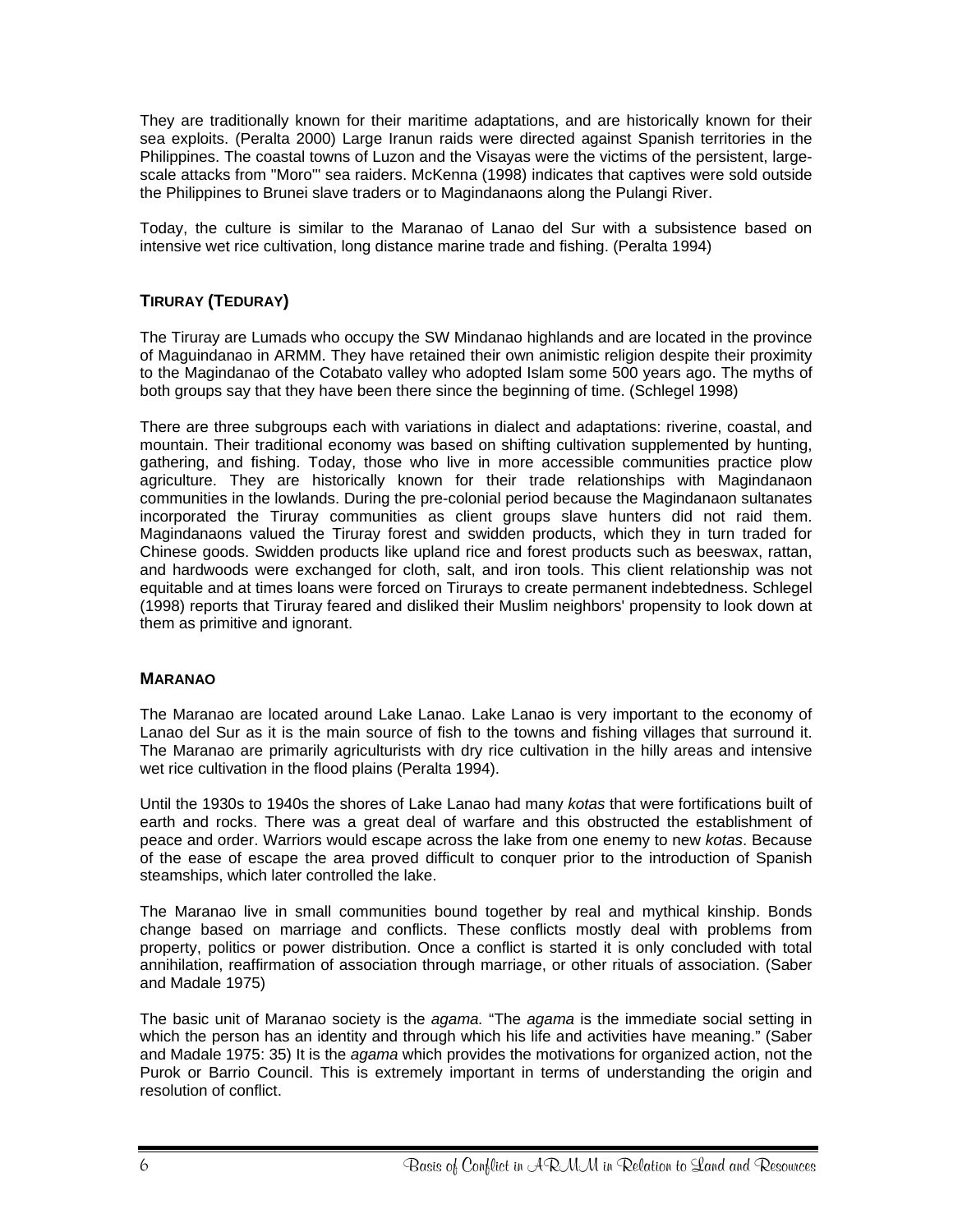They are traditionally known for their maritime adaptations, and are historically known for their sea exploits. (Peralta 2000) Large Iranun raids were directed against Spanish territories in the Philippines. The coastal towns of Luzon and the Visayas were the victims of the persistent, large-scale attacks from "Moro'" sea raiders. McKenna (1998) indicates that captives were sold outside the Philippines to Brunei slave traders or to Magindanaons along the Pulangi River.

Today, the culture is similar to the Maranao of Lanao del Sur with a subsistence based on intensive wet rice cultivation, long distance marine trade and fishing. (Peralta 1994)

## TIRURAY (TEDURAY)

The Tiruray are Lumads who occupy the SW Mindanao highlands and are located in the province of Maguindanao in ARMM. They have retained their own animistic religion despite their proximity to the Magindanao of the Cotabato valley who adopted Islam some 500 years ago. The myths of both groups say that they have been there since the beginning of time. (Schlegel 1998)

There are three subgroups each with variations in dialect and adaptations: riverine, coastal, and mountain. Their traditional economy was based on shifting cultivation supplemented by hunting, gathering, and fishing. Today, those who live in more accessible communities practice plow agriculture. They are historically known for their trade relationships with Magindanaon communities in the lowlands. During the pre-colonial period because the Magindanaon sultanates incorporated the Tiruray communities as client groups slave hunters did not raid them. Magindanaons valued the Tiruray forest and swidden products, which they in turn traded for Chinese goods. Swidden products like upland rice and forest products such as beeswax, rattan, and hardwoods were exchanged for cloth, salt, and iron tools. This client relationship was not equitable and at times loans were forced on Tirurays to create permanent indebtedness. Schlegel (1998) reports that Tiruray feared and disliked their Muslim neighbors' propensity to look down at them as primitive and ignorant.

## MARANAO

The Maranao are located around Lake Lanao. Lake Lanao is very important to the economy of Lanao del Sur as it is the main source of fish to the towns and fishing villages that surround it. The Maranao are primarily agriculturists with dry rice cultivation in the hilly areas and intensive wet rice cultivation in the flood plains (Peralta 1994).

Until the 1930s to 1940s the shores of Lake Lanao had many *kotas* that were fortifications built of earth and rocks. There was a great deal of warfare and this obstructed the establishment of peace and order. Warriors would escape across the lake from one enemy to new *kotas*. Because of the ease of escape the area proved difficult to conquer prior to the introduction of Spanish steamships, which later controlled the lake.

The Maranao live in small communities bound together by real and mythical kinship. Bonds change based on marriage and conflicts. These conflicts mostly deal with problems from property, politics or power distribution. Once a conflict is started it is only concluded with total annihilation, reaffirmation of association through marriage, or other rituals of association. (Saber and Madale 1975)

The basic unit of Maranao society is the *agama.* "The *agama* is the immediate social setting in which the person has an identity and through which his life and activities have meaning." (Saber and Madale 1975: 35) It is the *agama* which provides the motivations for organized action, not the Purok or Barrio Council. This is extremely important in terms of understanding the origin and resolution of conflict.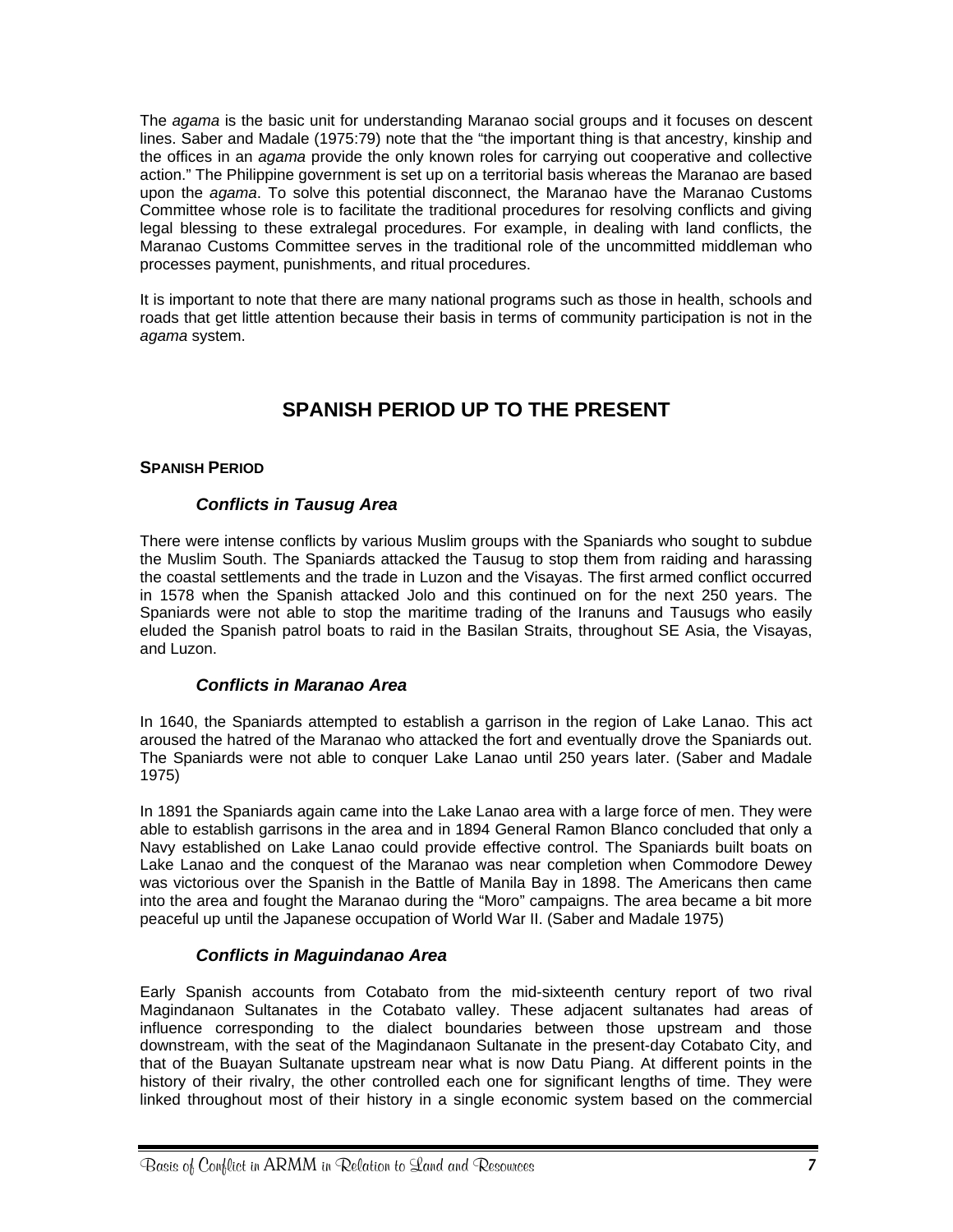The *agama* is the basic unit for understanding Maranao social groups and it focuses on descent lines. Saber and Madale (1975:79) note that the "the important thing is that ancestry, kinship and the offices in an *agama* provide the only known roles for carrying out cooperative and collective action." The Philippine government is set up on a territorial basis whereas the Maranao are based upon the *agama*. To solve this potential disconnect, the Maranao have the Maranao Customs Committee whose role is to facilitate the traditional procedures for resolving conflicts and giving legal blessing to these extralegal procedures. For example, in dealing with land conflicts, the Maranao Customs Committee serves in the traditional role of the uncommitted middleman who processes payment, punishments, and ritual procedures.

It is important to note that there are many national programs such as those in health, schools and roads that get little attention because their basis in terms of community participation is not in the *agama* system.

# SPANISH PERIOD UP TO THE PRESENT

## SPANISH PERIOD

### *Conflicts in Tausug Area*

There were intense conflicts by various Muslim groups with the Spaniards who sought to subdue the Muslim South. The Spaniards attacked the Tausug to stop them from raiding and harassing the coastal settlements and the trade in Luzon and the Visayas. The first armed conflict occurred in 1578 when the Spanish attacked Jolo and this continued on for the next 250 years. The Spaniards were not able to stop the maritime trading of the Iranuns and Tausugs who easily eluded the Spanish patrol boats to raid in the Basilan Straits, throughout SE Asia, the Visayas, and Luzon.

### *Conflicts in Maranao Area*

In 1640, the Spaniards attempted to establish a garrison in the region of Lake Lanao. This act aroused the hatred of the Maranao who attacked the fort and eventually drove the Spaniards out. The Spaniards were not able to conquer Lake Lanao until 250 years later. (Saber and Madale 1975)

In 1891 the Spaniards again came into the Lake Lanao area with a large force of men. They were able to establish garrisons in the area and in 1894 General Ramon Blanco concluded that only a Navy established on Lake Lanao could provide effective control. The Spaniards built boats on Lake Lanao and the conquest of the Maranao was near completion when Commodore Dewey was victorious over the Spanish in the Battle of Manila Bay in 1898. The Americans then came into the area and fought the Maranao during the "Moro" campaigns. The area became a bit more peaceful up until the Japanese occupation of World War II. (Saber and Madale 1975)

### *Conflicts in Maguindanao Area*

Early Spanish accounts from Cotabato from the mid-sixteenth century report of two rival Magindanaon Sultanates in the Cotabato valley. These adjacent sultanates had areas of influence corresponding to the dialect boundaries between those upstream and those downstream, with the seat of the Magindanaon Sultanate in the present-day Cotabato City, and that of the Buayan Sultanate upstream near what is now Datu Piang. At different points in the history of their rivalry, the other controlled each one for significant lengths of time. They were linked throughout most of their history in a single economic system based on the commercial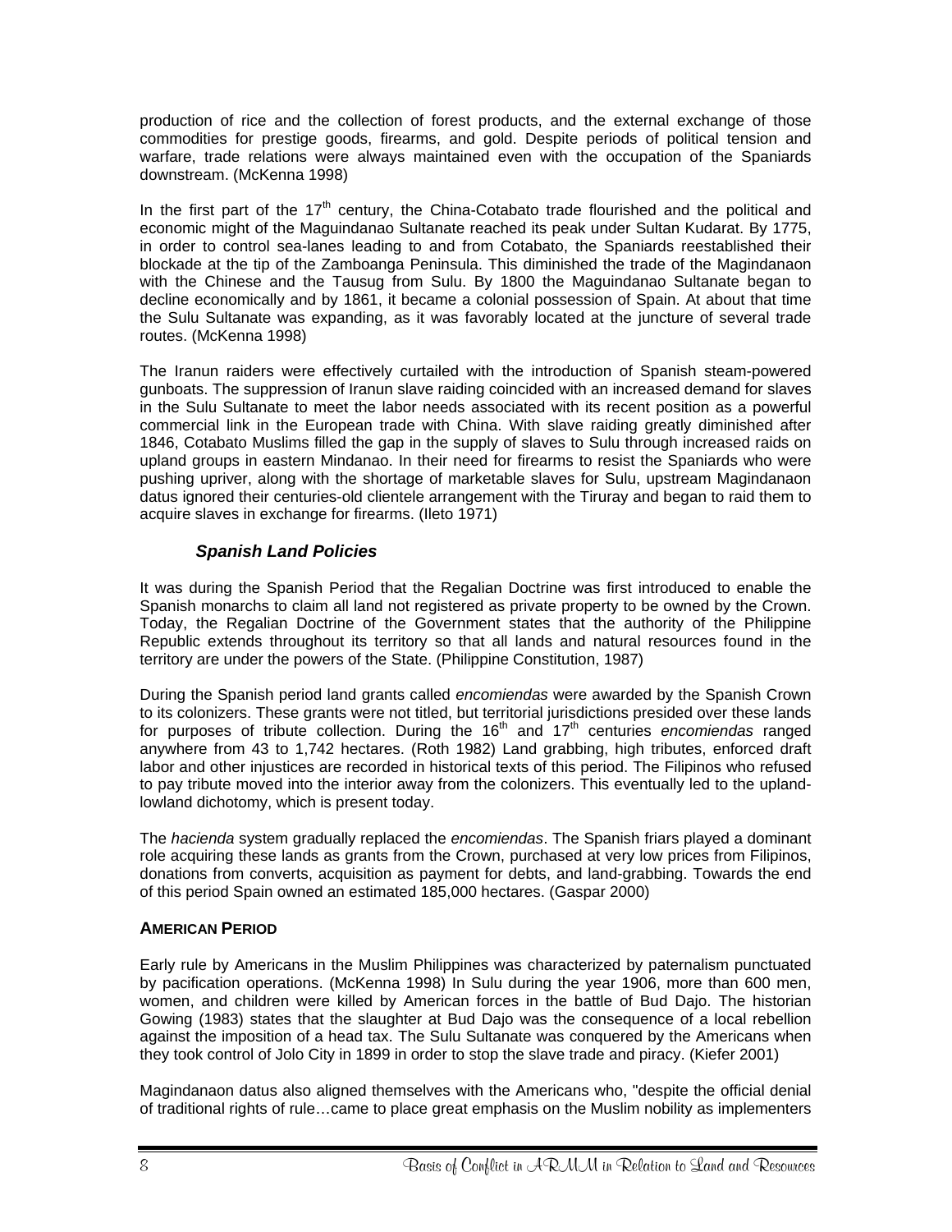production of rice and the collection of forest products, and the external exchange of those commodities for prestige goods, firearms, and gold. Despite periods of political tension and warfare, trade relations were always maintained even with the occupation of the Spaniards downstream. (McKenna 1998)

In the first part of the 17th century, the China-Cotabato trade flourished and the political and economic might of the Maguindanao Sultanate reached its peak under Sultan Kudarat. By 1775, in order to control sea-lanes leading to and from Cotabato, the Spaniards reestablished their blockade at the tip of the Zamboanga Peninsula. This diminished the trade of the Magindanaon with the Chinese and the Tausug from Sulu. By 1800 the Maguindanao Sultanate began to decline economically and by 1861, it became a colonial possession of Spain. At about that time the Sulu Sultanate was expanding, as it was favorably located at the juncture of several trade routes. (McKenna 1998)

The Iranun raiders were effectively curtailed with the introduction of Spanish steam-powered gunboats. The suppression of Iranun slave raiding coincided with an increased demand for slaves in the Sulu Sultanate to meet the labor needs associated with its recent position as a powerful commercial link in the European trade with China. With slave raiding greatly diminished after 1846, Cotabato Muslims filled the gap in the supply of slaves to Sulu through increased raids on upland groups in eastern Mindanao. In their need for firearms to resist the Spaniards who were pushing upriver, along with the shortage of marketable slaves for Sulu, upstream Magindanaon datus ignored their centuries-old clientele arrangement with the Tiruray and began to raid them to acquire slaves in exchange for firearms. (Ileto 1971)

### *Spanish Land Policies*

It was during the Spanish Period that the Regalian Doctrine was first introduced to enable the Spanish monarchs to claim all land not registered as private property to be owned by the Crown. Today, the Regalian Doctrine of the Government states that the authority of the Philippine Republic extends throughout its territory so that all lands and natural resources found in the territory are under the powers of the State. (Philippine Constitution, 1987)

During the Spanish period land grants called *encomiendas* were awarded by the Spanish Crown to its colonizers. These grants were not titled, but territorial jurisdictions presided over these lands for purposes of tribute collection. During the 16th and 17th centuries *encomiendas* ranged anywhere from 43 to 1,742 hectares. (Roth 1982) Land grabbing, high tributes, enforced draft labor and other injustices are recorded in historical texts of this period. The Filipinos who refused to pay tribute moved into the interior away from the colonizers. This eventually led to the upland-lowland dichotomy, which is present today.

The *hacienda* system gradually replaced the *encomiendas*. The Spanish friars played a dominant role acquiring these lands as grants from the Crown, purchased at very low prices from Filipinos, donations from converts, acquisition as payment for debts, and land-grabbing. Towards the end of this period Spain owned an estimated 185,000 hectares. (Gaspar 2000)

## AMERICAN PERIOD

Early rule by Americans in the Muslim Philippines was characterized by paternalism punctuated by pacification operations. (McKenna 1998) In Sulu during the year 1906, more than 600 men, women, and children were killed by American forces in the battle of Bud Dajo. The historian Gowing (1983) states that the slaughter at Bud Dajo was the consequence of a local rebellion against the imposition of a head tax. The Sulu Sultanate was conquered by the Americans when they took control of Jolo City in 1899 in order to stop the slave trade and piracy. (Kiefer 2001)

Magindanaon datus also aligned themselves with the Americans who, "despite the official denial of traditional rights of rule…came to place great emphasis on the Muslim nobility as implementers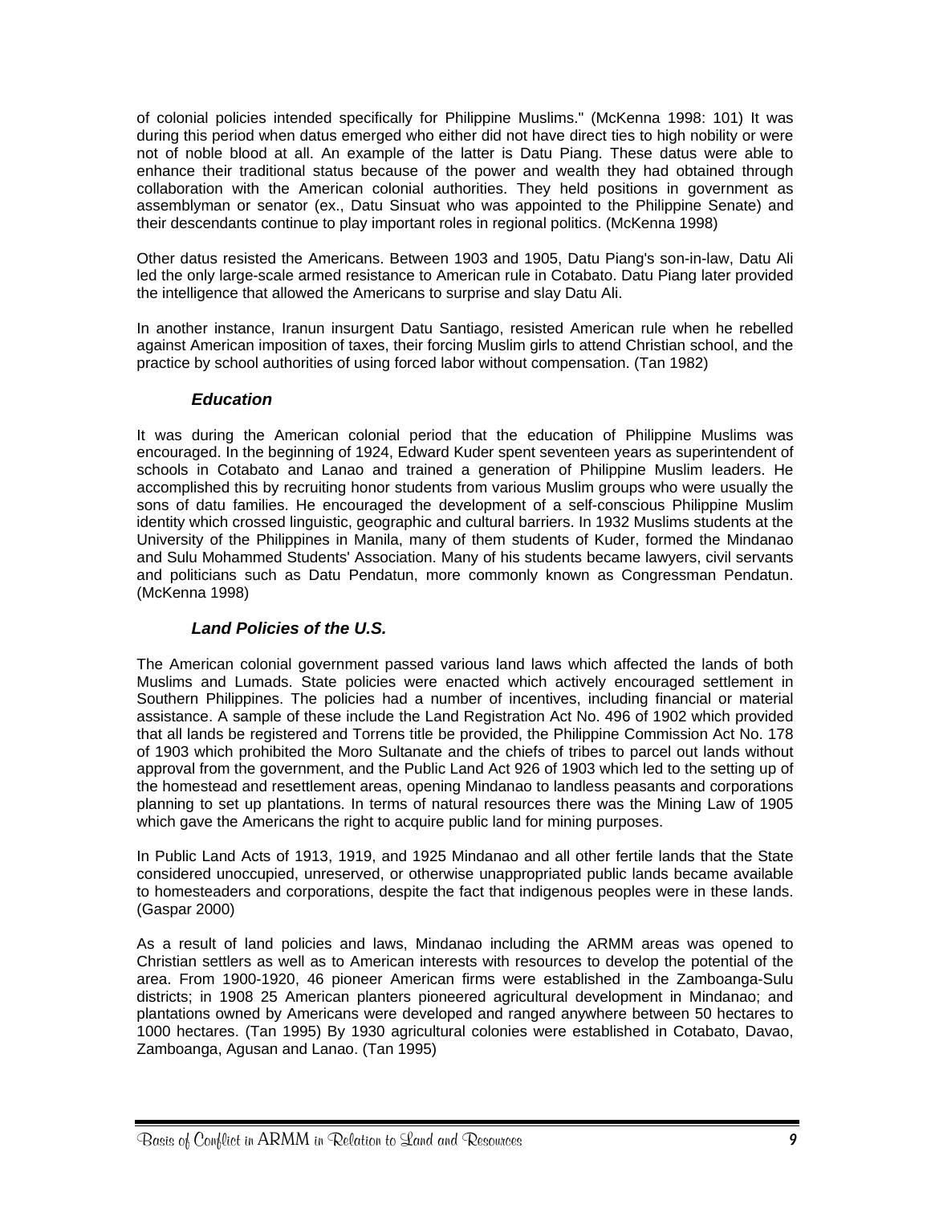of colonial policies intended specifically for Philippine Muslims." (McKenna 1998: 101) It was during this period when datus emerged who either did not have direct ties to high nobility or were not of noble blood at all. An example of the latter is Datu Piang. These datus were able to enhance their traditional status because of the power and wealth they had obtained through collaboration with the American colonial authorities. They held positions in government as assemblyman or senator (ex., Datu Sinsuat who was appointed to the Philippine Senate) and their descendants continue to play important roles in regional politics. (McKenna 1998)

Other datus resisted the Americans. Between 1903 and 1905, Datu Piang's son-in-law, Datu Ali led the only large-scale armed resistance to American rule in Cotabato. Datu Piang later provided the intelligence that allowed the Americans to surprise and slay Datu Ali.

In another instance, Iranun insurgent Datu Santiago, resisted American rule when he rebelled against American imposition of taxes, their forcing Muslim girls to attend Christian school, and the practice by school authorities of using forced labor without compensation. (Tan 1982)

### *Education*

It was during the American colonial period that the education of Philippine Muslims was encouraged. In the beginning of 1924, Edward Kuder spent seventeen years as superintendent of schools in Cotabato and Lanao and trained a generation of Philippine Muslim leaders. He accomplished this by recruiting honor students from various Muslim groups who were usually the sons of datu families. He encouraged the development of a self-conscious Philippine Muslim identity which crossed linguistic, geographic and cultural barriers. In 1932 Muslims students at the University of the Philippines in Manila, many of them students of Kuder, formed the Mindanao and Sulu Mohammed Students' Association. Many of his students became lawyers, civil servants and politicians such as Datu Pendatun, more commonly known as Congressman Pendatun. (McKenna 1998)

### *Land Policies of the U.S.*

The American colonial government passed various land laws which affected the lands of both Muslims and Lumads. State policies were enacted which actively encouraged settlement in Southern Philippines. The policies had a number of incentives, including financial or material assistance. A sample of these include the Land Registration Act No. 496 of 1902 which provided that all lands be registered and Torrens title be provided, the Philippine Commission Act No. 178 of 1903 which prohibited the Moro Sultanate and the chiefs of tribes to parcel out lands without approval from the government, and the Public Land Act 926 of 1903 which led to the setting up of the homestead and resettlement areas, opening Mindanao to landless peasants and corporations planning to set up plantations. In terms of natural resources there was the Mining Law of 1905 which gave the Americans the right to acquire public land for mining purposes.

In Public Land Acts of 1913, 1919, and 1925 Mindanao and all other fertile lands that the State considered unoccupied, unreserved, or otherwise unappropriated public lands became available to homesteaders and corporations, despite the fact that indigenous peoples were in these lands. (Gaspar 2000)

As a result of land policies and laws, Mindanao including the ARMM areas was opened to Christian settlers as well as to American interests with resources to develop the potential of the area. From 1900-1920, 46 pioneer American firms were established in the Zamboanga-Sulu districts; in 1908 25 American planters pioneered agricultural development in Mindanao; and plantations owned by Americans were developed and ranged anywhere between 50 hectares to 1000 hectares. (Tan 1995) By 1930 agricultural colonies were established in Cotabato, Davao, Zamboanga, Agusan and Lanao. (Tan 1995)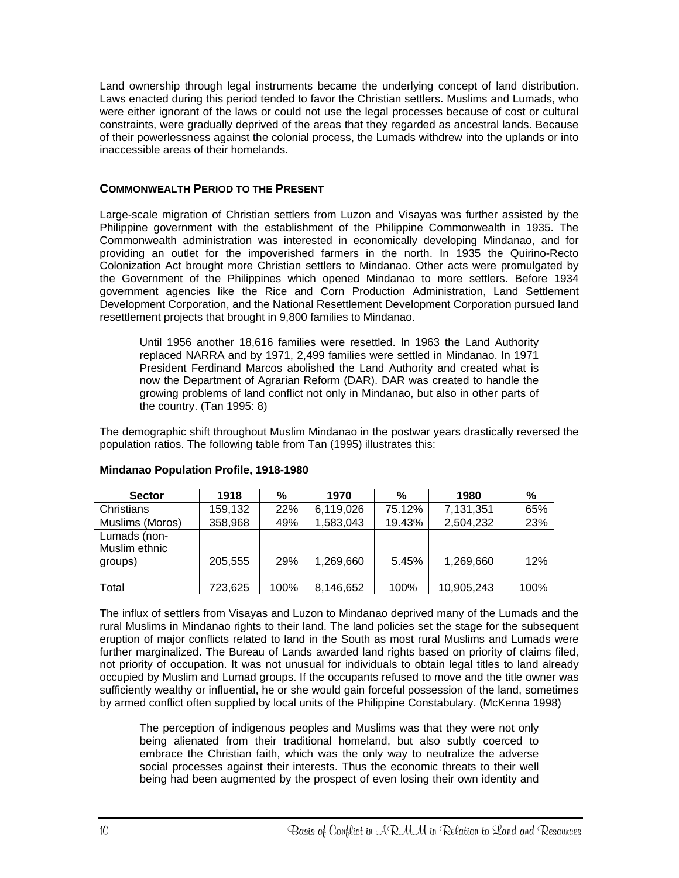Land ownership through legal instruments became the underlying concept of land distribution. Laws enacted during this period tended to favor the Christian settlers. Muslims and Lumads, who were either ignorant of the laws or could not use the legal processes because of cost or cultural constraints, were gradually deprived of the areas that they regarded as ancestral lands. Because of their powerlessness against the colonial process, the Lumads withdrew into the uplands or into inaccessible areas of their homelands.

### COMMONWEALTH PERIOD TO THE PRESENT

Large-scale migration of Christian settlers from Luzon and Visayas was further assisted by the Philippine government with the establishment of the Philippine Commonwealth in 1935. The Commonwealth administration was interested in economically developing Mindanao, and for providing an outlet for the impoverished farmers in the north. In 1935 the Quirino-Recto Colonization Act brought more Christian settlers to Mindanao. Other acts were promulgated by the Government of the Philippines which opened Mindanao to more settlers. Before 1934 government agencies like the Rice and Corn Production Administration, Land Settlement Development Corporation, and the National Resettlement Development Corporation pursued land resettlement projects that brought in 9,800 families to Mindanao.

> Until 1956 another 18,616 families were resettled. In 1963 the Land Authority replaced NARRA and by 1971, 2,499 families were settled in Mindanao. In 1971 President Ferdinand Marcos abolished the Land Authority and created what is now the Department of Agrarian Reform (DAR). DAR was created to handle the growing problems of land conflict not only in Mindanao, but also in other parts of the country. (Tan 1995: 8)

The demographic shift throughout Muslim Mindanao in the postwar years drastically reversed the population ratios. The following table from Tan (1995) illustrates this:

**Mindanao Population Profile, 1918-1980**

| Sector | 1918 | % | 1970 | % | 1980 | % |
|---|---|---|---|---|---|---|
| Christians | 159,132 | 22% | 6,119,026 | 75.12% | 7,131,351 | 65% |
| Muslims (Moros) | 358,968 | 49% | 1,583,043 | 19.43% | 2,504,232 | 23% |
| Lumads (non-Muslim ethnic groups) | 205,555 | 29% | 1,269,660 | 5.45% | 1,269,660 | 12% |
| Total | 723,625 | 100% | 8,146,652 | 100% | 10,905,243 | 100% |

The influx of settlers from Visayas and Luzon to Mindanao deprived many of the Lumads and the rural Muslims in Mindanao rights to their land. The land policies set the stage for the subsequent eruption of major conflicts related to land in the South as most rural Muslims and Lumads were further marginalized. The Bureau of Lands awarded land rights based on priority of claims filed, not priority of occupation. It was not unusual for individuals to obtain legal titles to land already occupied by Muslim and Lumad groups. If the occupants refused to move and the title owner was sufficiently wealthy or influential, he or she would gain forceful possession of the land, sometimes by armed conflict often supplied by local units of the Philippine Constabulary. (McKenna 1998)

> The perception of indigenous peoples and Muslims was that they were not only being alienated from their traditional homeland, but also subtly coerced to embrace the Christian faith, which was the only way to neutralize the adverse social processes against their interests. Thus the economic threats to their well being had been augmented by the prospect of even losing their own identity and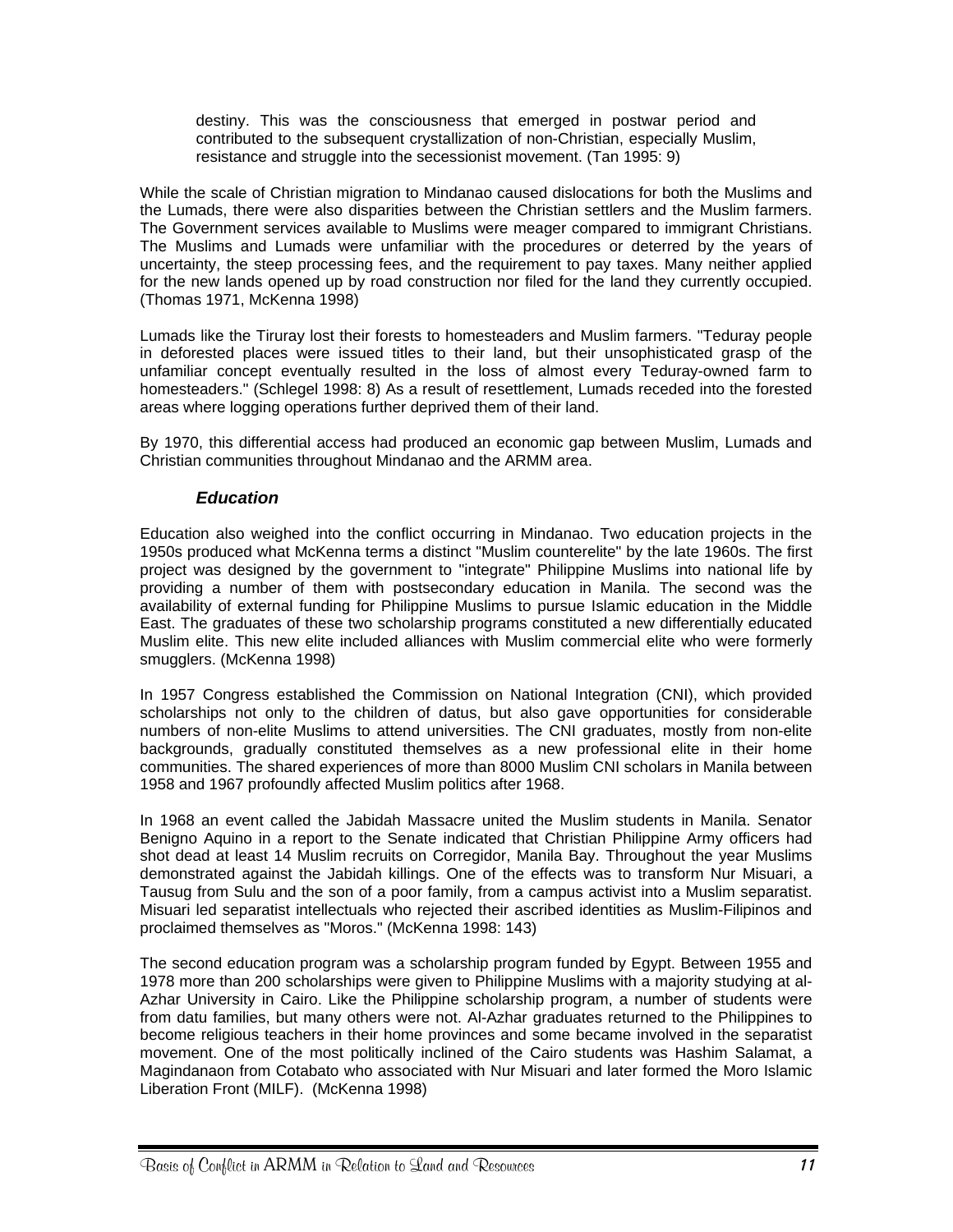> destiny. This was the consciousness that emerged in postwar period and contributed to the subsequent crystallization of non-Christian, especially Muslim, resistance and struggle into the secessionist movement. (Tan 1995: 9)

While the scale of Christian migration to Mindanao caused dislocations for both the Muslims and the Lumads, there were also disparities between the Christian settlers and the Muslim farmers. The Government services available to Muslims were meager compared to immigrant Christians. The Muslims and Lumads were unfamiliar with the procedures or deterred by the years of uncertainty, the steep processing fees, and the requirement to pay taxes. Many neither applied for the new lands opened up by road construction nor filed for the land they currently occupied. (Thomas 1971, McKenna 1998)

Lumads like the Tiruray lost their forests to homesteaders and Muslim farmers. "Teduray people in deforested places were issued titles to their land, but their unsophisticated grasp of the unfamiliar concept eventually resulted in the loss of almost every Teduray-owned farm to homesteaders." (Schlegel 1998: 8) As a result of resettlement, Lumads receded into the forested areas where logging operations further deprived them of their land.

By 1970, this differential access had produced an economic gap between Muslim, Lumads and Christian communities throughout Mindanao and the ARMM area.

### *Education*

Education also weighed into the conflict occurring in Mindanao. Two education projects in the 1950s produced what McKenna terms a distinct "Muslim counterelite" by the late 1960s. The first project was designed by the government to "integrate" Philippine Muslims into national life by providing a number of them with postsecondary education in Manila. The second was the availability of external funding for Philippine Muslims to pursue Islamic education in the Middle East. The graduates of these two scholarship programs constituted a new differentially educated Muslim elite. This new elite included alliances with Muslim commercial elite who were formerly smugglers. (McKenna 1998)

In 1957 Congress established the Commission on National Integration (CNI), which provided scholarships not only to the children of datus, but also gave opportunities for considerable numbers of non-elite Muslims to attend universities. The CNI graduates, mostly from non-elite backgrounds, gradually constituted themselves as a new professional elite in their home communities. The shared experiences of more than 8000 Muslim CNI scholars in Manila between 1958 and 1967 profoundly affected Muslim politics after 1968.

In 1968 an event called the Jabidah Massacre united the Muslim students in Manila. Senator Benigno Aquino in a report to the Senate indicated that Christian Philippine Army officers had shot dead at least 14 Muslim recruits on Corregidor, Manila Bay. Throughout the year Muslims demonstrated against the Jabidah killings. One of the effects was to transform Nur Misuari, a Tausug from Sulu and the son of a poor family, from a campus activist into a Muslim separatist. Misuari led separatist intellectuals who rejected their ascribed identities as Muslim-Filipinos and proclaimed themselves as "Moros." (McKenna 1998: 143)

The second education program was a scholarship program funded by Egypt. Between 1955 and 1978 more than 200 scholarships were given to Philippine Muslims with a majority studying at al-Azhar University in Cairo. Like the Philippine scholarship program, a number of students were from datu families, but many others were not. Al-Azhar graduates returned to the Philippines to become religious teachers in their home provinces and some became involved in the separatist movement. One of the most politically inclined of the Cairo students was Hashim Salamat, a Magindanaon from Cotabato who associated with Nur Misuari and later formed the Moro Islamic Liberation Front (MILF). (McKenna 1998)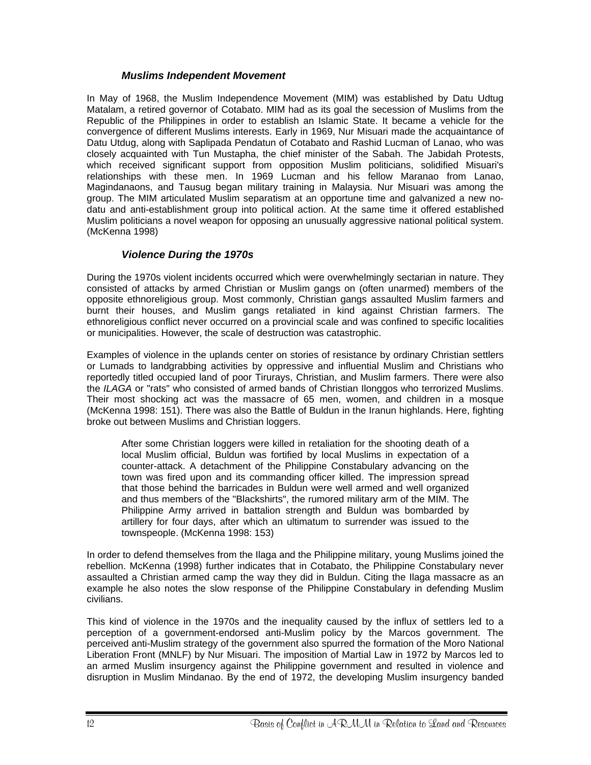### *Muslims Independent Movement*

In May of 1968, the Muslim Independence Movement (MIM) was established by Datu Udtug Matalam, a retired governor of Cotabato. MIM had as its goal the secession of Muslims from the Republic of the Philippines in order to establish an Islamic State. It became a vehicle for the convergence of different Muslims interests. Early in 1969, Nur Misuari made the acquaintance of Datu Utdug, along with Saplipada Pendatun of Cotabato and Rashid Lucman of Lanao, who was closely acquainted with Tun Mustapha, the chief minister of the Sabah. The Jabidah Protests, which received significant support from opposition Muslim politicians, solidified Misuari's relationships with these men. In 1969 Lucman and his fellow Maranao from Lanao, Magindanaons, and Tausug began military training in Malaysia. Nur Misuari was among the group. The MIM articulated Muslim separatism at an opportune time and galvanized a new no-datu and anti-establishment group into political action. At the same time it offered established Muslim politicians a novel weapon for opposing an unusually aggressive national political system. (McKenna 1998)

### *Violence During the 1970s*

During the 1970s violent incidents occurred which were overwhelmingly sectarian in nature. They consisted of attacks by armed Christian or Muslim gangs on (often unarmed) members of the opposite ethnoreligious group. Most commonly, Christian gangs assaulted Muslim farmers and burnt their houses, and Muslim gangs retaliated in kind against Christian farmers. The ethnoreligious conflict never occurred on a provincial scale and was confined to specific localities or municipalities. However, the scale of destruction was catastrophic.

Examples of violence in the uplands center on stories of resistance by ordinary Christian settlers or Lumads to landgrabbing activities by oppressive and influential Muslim and Christians who reportedly titled occupied land of poor Tirurays, Christian, and Muslim farmers. There were also the *ILAGA* or "rats" who consisted of armed bands of Christian Ilonggos who terrorized Muslims. Their most shocking act was the massacre of 65 men, women, and children in a mosque (McKenna 1998: 151). There was also the Battle of Buldun in the Iranun highlands. Here, fighting broke out between Muslims and Christian loggers.

> After some Christian loggers were killed in retaliation for the shooting death of a local Muslim official, Buldun was fortified by local Muslims in expectation of a counter-attack. A detachment of the Philippine Constabulary advancing on the town was fired upon and its commanding officer killed. The impression spread that those behind the barricades in Buldun were well armed and well organized and thus members of the "Blackshirts", the rumored military arm of the MIM. The Philippine Army arrived in battalion strength and Buldun was bombarded by artillery for four days, after which an ultimatum to surrender was issued to the townspeople. (McKenna 1998: 153)

In order to defend themselves from the Ilaga and the Philippine military, young Muslims joined the rebellion. McKenna (1998) further indicates that in Cotabato, the Philippine Constabulary never assaulted a Christian armed camp the way they did in Buldun. Citing the Ilaga massacre as an example he also notes the slow response of the Philippine Constabulary in defending Muslim civilians.

This kind of violence in the 1970s and the inequality caused by the influx of settlers led to a perception of a government-endorsed anti-Muslim policy by the Marcos government. The perceived anti-Muslim strategy of the government also spurred the formation of the Moro National Liberation Front (MNLF) by Nur Misuari. The imposition of Martial Law in 1972 by Marcos led to an armed Muslim insurgency against the Philippine government and resulted in violence and disruption in Muslim Mindanao. By the end of 1972, the developing Muslim insurgency banded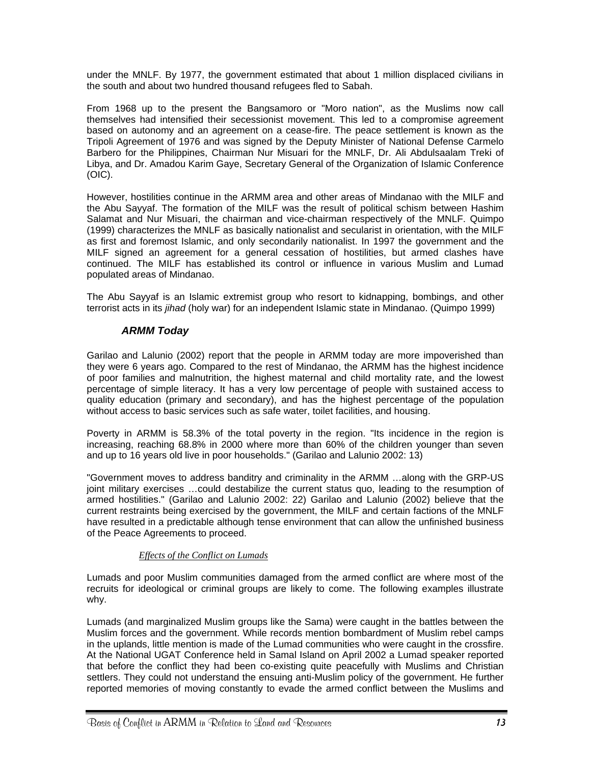under the MNLF. By 1977, the government estimated that about 1 million displaced civilians in the south and about two hundred thousand refugees fled to Sabah.

From 1968 up to the present the Bangsamoro or "Moro nation", as the Muslims now call themselves had intensified their secessionist movement. This led to a compromise agreement based on autonomy and an agreement on a cease-fire. The peace settlement is known as the Tripoli Agreement of 1976 and was signed by the Deputy Minister of National Defense Carmelo Barbero for the Philippines, Chairman Nur Misuari for the MNLF, Dr. Ali Abdulsaalam Treki of Libya, and Dr. Amadou Karim Gaye, Secretary General of the Organization of Islamic Conference (OIC).

However, hostilities continue in the ARMM area and other areas of Mindanao with the MILF and the Abu Sayyaf. The formation of the MILF was the result of political schism between Hashim Salamat and Nur Misuari, the chairman and vice-chairman respectively of the MNLF. Quimpo (1999) characterizes the MNLF as basically nationalist and secularist in orientation, with the MILF as first and foremost Islamic, and only secondarily nationalist. In 1997 the government and the MILF signed an agreement for a general cessation of hostilities, but armed clashes have continued. The MILF has established its control or influence in various Muslim and Lumad populated areas of Mindanao.

The Abu Sayyaf is an Islamic extremist group who resort to kidnapping, bombings, and other terrorist acts in its *jihad* (holy war) for an independent Islamic state in Mindanao. (Quimpo 1999)

### *ARMM Today*

Garilao and Lalunio (2002) report that the people in ARMM today are more impoverished than they were 6 years ago. Compared to the rest of Mindanao, the ARMM has the highest incidence of poor families and malnutrition, the highest maternal and child mortality rate, and the lowest percentage of simple literacy. It has a very low percentage of people with sustained access to quality education (primary and secondary), and has the highest percentage of the population without access to basic services such as safe water, toilet facilities, and housing.

Poverty in ARMM is 58.3% of the total poverty in the region. "Its incidence in the region is increasing, reaching 68.8% in 2000 where more than 60% of the children younger than seven and up to 16 years old live in poor households." (Garilao and Lalunio 2002: 13)

"Government moves to address banditry and criminality in the ARMM …along with the GRP-US joint military exercises …could destabilize the current status quo, leading to the resumption of armed hostilities." (Garilao and Lalunio 2002: 22) Garilao and Lalunio (2002) believe that the current restraints being exercised by the government, the MILF and certain factions of the MNLF have resulted in a predictable although tense environment that can allow the unfinished business of the Peace Agreements to proceed.

#### *Effects of the Conflict on Lumads*

Lumads and poor Muslim communities damaged from the armed conflict are where most of the recruits for ideological or criminal groups are likely to come. The following examples illustrate why.

Lumads (and marginalized Muslim groups like the Sama) were caught in the battles between the Muslim forces and the government. While records mention bombardment of Muslim rebel camps in the uplands, little mention is made of the Lumad communities who were caught in the crossfire. At the National UGAT Conference held in Samal Island on April 2002 a Lumad speaker reported that before the conflict they had been co-existing quite peacefully with Muslims and Christian settlers. They could not understand the ensuing anti-Muslim policy of the government. He further reported memories of moving constantly to evade the armed conflict between the Muslims and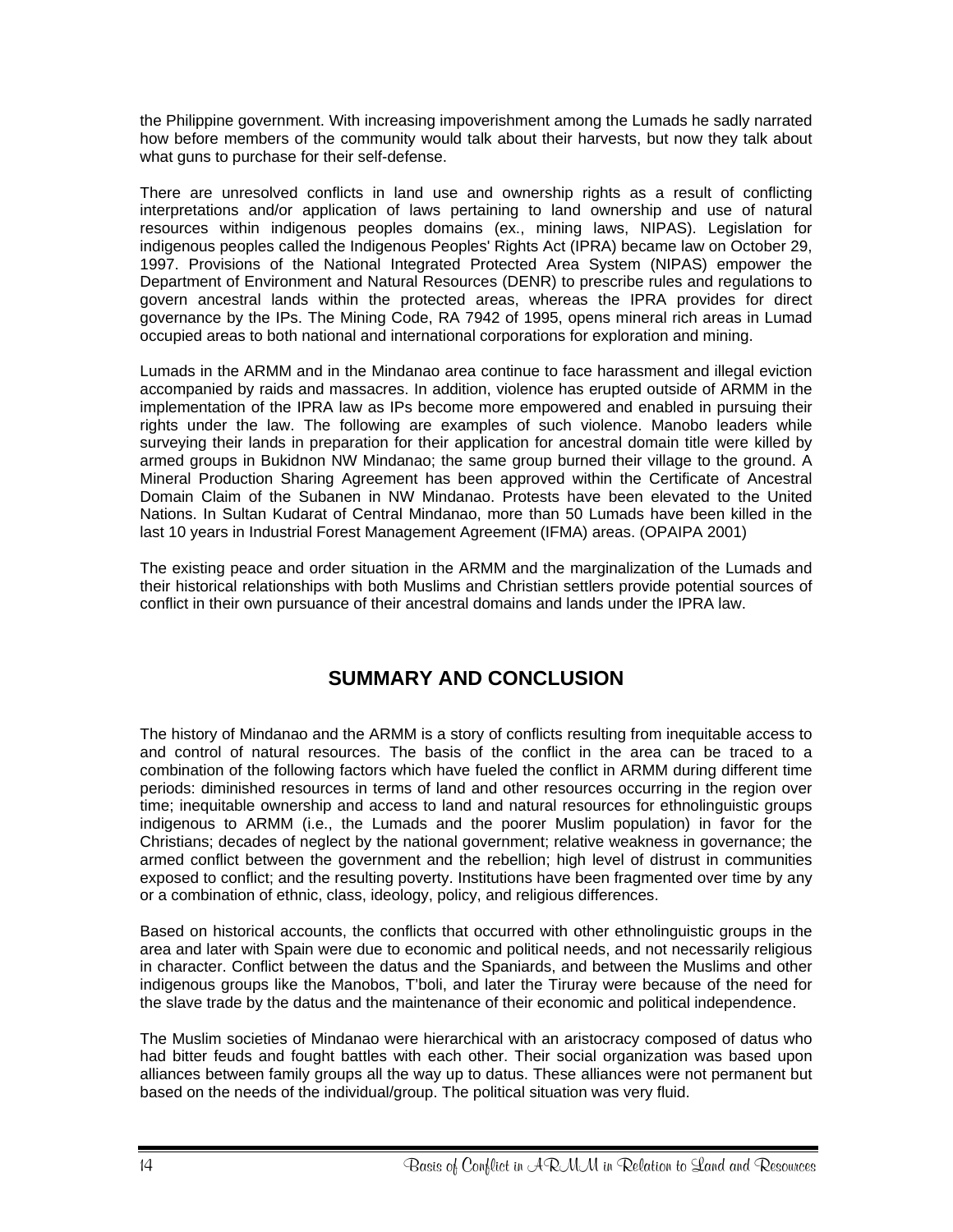the Philippine government. With increasing impoverishment among the Lumads he sadly narrated how before members of the community would talk about their harvests, but now they talk about what guns to purchase for their self-defense.

There are unresolved conflicts in land use and ownership rights as a result of conflicting interpretations and/or application of laws pertaining to land ownership and use of natural resources within indigenous peoples domains (ex., mining laws, NIPAS). Legislation for indigenous peoples called the Indigenous Peoples' Rights Act (IPRA) became law on October 29, 1997. Provisions of the National Integrated Protected Area System (NIPAS) empower the Department of Environment and Natural Resources (DENR) to prescribe rules and regulations to govern ancestral lands within the protected areas, whereas the IPRA provides for direct governance by the IPs. The Mining Code, RA 7942 of 1995, opens mineral rich areas in Lumad occupied areas to both national and international corporations for exploration and mining.

Lumads in the ARMM and in the Mindanao area continue to face harassment and illegal eviction accompanied by raids and massacres. In addition, violence has erupted outside of ARMM in the implementation of the IPRA law as IPs become more empowered and enabled in pursuing their rights under the law. The following are examples of such violence. Manobo leaders while surveying their lands in preparation for their application for ancestral domain title were killed by armed groups in Bukidnon NW Mindanao; the same group burned their village to the ground. A Mineral Production Sharing Agreement has been approved within the Certificate of Ancestral Domain Claim of the Subanen in NW Mindanao. Protests have been elevated to the United Nations. In Sultan Kudarat of Central Mindanao, more than 50 Lumads have been killed in the last 10 years in Industrial Forest Management Agreement (IFMA) areas. (OPAIPA 2001)

The existing peace and order situation in the ARMM and the marginalization of the Lumads and their historical relationships with both Muslims and Christian settlers provide potential sources of conflict in their own pursuance of their ancestral domains and lands under the IPRA law.

## SUMMARY AND CONCLUSION

The history of Mindanao and the ARMM is a story of conflicts resulting from inequitable access to and control of natural resources. The basis of the conflict in the area can be traced to a combination of the following factors which have fueled the conflict in ARMM during different time periods: diminished resources in terms of land and other resources occurring in the region over time; inequitable ownership and access to land and natural resources for ethnolinguistic groups indigenous to ARMM (i.e., the Lumads and the poorer Muslim population) in favor for the Christians; decades of neglect by the national government; relative weakness in governance; the armed conflict between the government and the rebellion; high level of distrust in communities exposed to conflict; and the resulting poverty. Institutions have been fragmented over time by any or a combination of ethnic, class, ideology, policy, and religious differences.

Based on historical accounts, the conflicts that occurred with other ethnolinguistic groups in the area and later with Spain were due to economic and political needs, and not necessarily religious in character. Conflict between the datus and the Spaniards, and between the Muslims and other indigenous groups like the Manobos, T'boli, and later the Tiruray were because of the need for the slave trade by the datus and the maintenance of their economic and political independence.

The Muslim societies of Mindanao were hierarchical with an aristocracy composed of datus who had bitter feuds and fought battles with each other. Their social organization was based upon alliances between family groups all the way up to datus. These alliances were not permanent but based on the needs of the individual/group. The political situation was very fluid.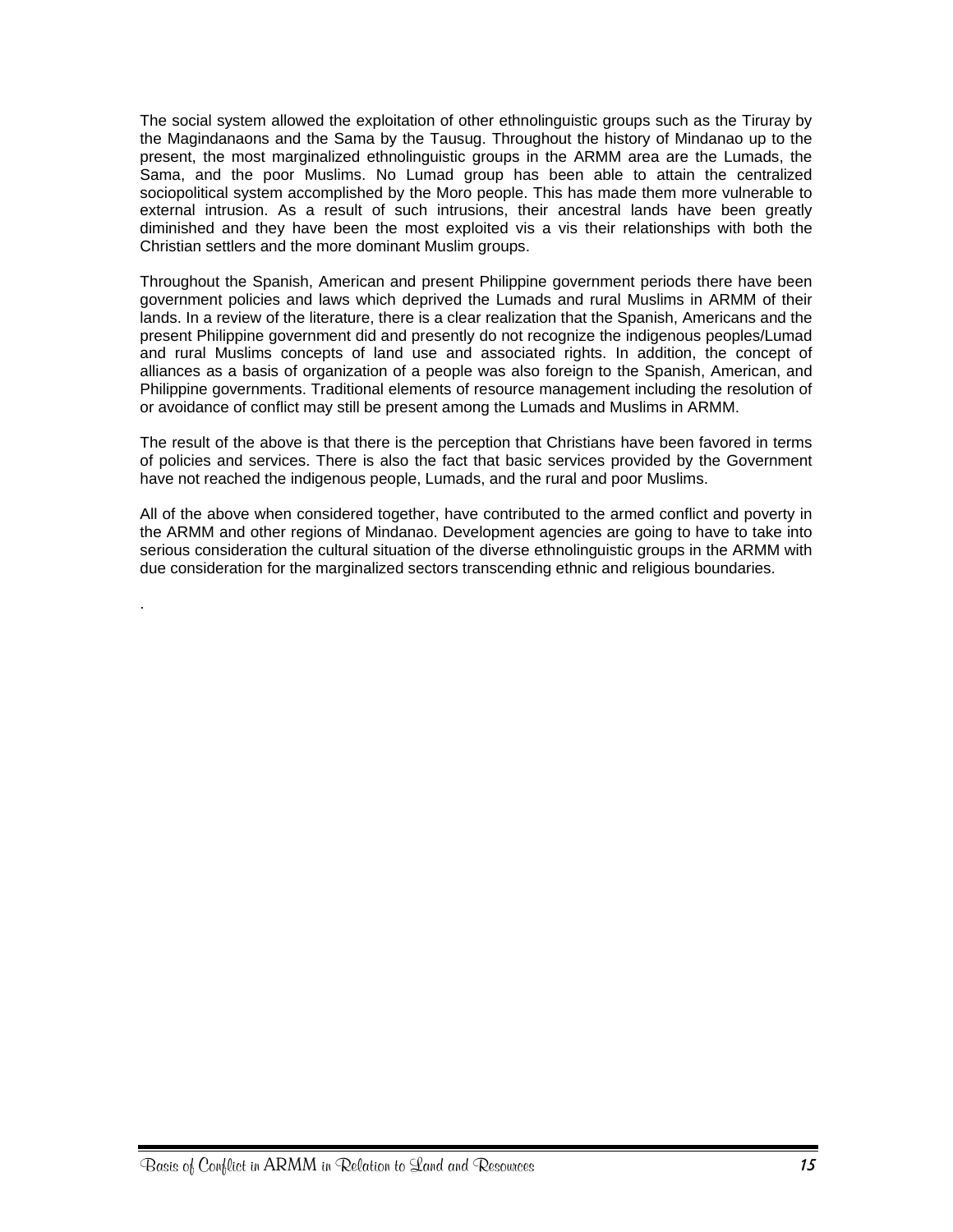The social system allowed the exploitation of other ethnolinguistic groups such as the Tiruray by the Magindanaons and the Sama by the Tausug. Throughout the history of Mindanao up to the present, the most marginalized ethnolinguistic groups in the ARMM area are the Lumads, the Sama, and the poor Muslims. No Lumad group has been able to attain the centralized sociopolitical system accomplished by the Moro people. This has made them more vulnerable to external intrusion. As a result of such intrusions, their ancestral lands have been greatly diminished and they have been the most exploited vis a vis their relationships with both the Christian settlers and the more dominant Muslim groups.

Throughout the Spanish, American and present Philippine government periods there have been government policies and laws which deprived the Lumads and rural Muslims in ARMM of their lands. In a review of the literature, there is a clear realization that the Spanish, Americans and the present Philippine government did and presently do not recognize the indigenous peoples/Lumad and rural Muslims concepts of land use and associated rights. In addition, the concept of alliances as a basis of organization of a people was also foreign to the Spanish, American, and Philippine governments. Traditional elements of resource management including the resolution of or avoidance of conflict may still be present among the Lumads and Muslims in ARMM.

The result of the above is that there is the perception that Christians have been favored in terms of policies and services. There is also the fact that basic services provided by the Government have not reached the indigenous people, Lumads, and the rural and poor Muslims.

All of the above when considered together, have contributed to the armed conflict and poverty in the ARMM and other regions of Mindanao. Development agencies are going to have to take into serious consideration the cultural situation of the diverse ethnolinguistic groups in the ARMM with due consideration for the marginalized sectors transcending ethnic and religious boundaries.

.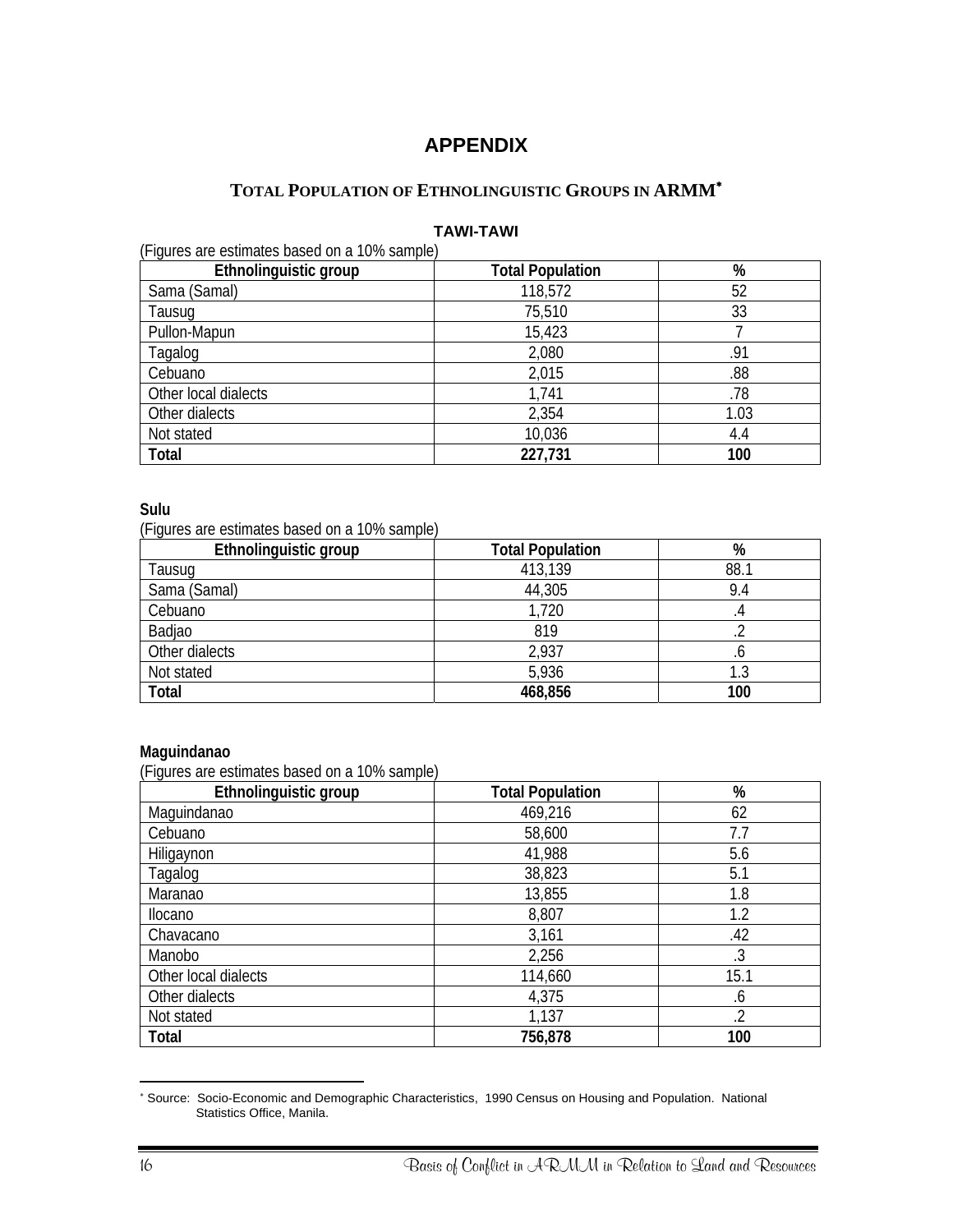# APPENDIX

## TOTAL POPULATION OF ETHNOLINGUISTIC GROUPS IN ARMM*

### TAWI-TAWI

(Figures are estimates based on a 10% sample)

| Ethnolinguistic group | Total Population | % |
|---|---|---|
| Sama (Samal) | 118,572 | 52 |
| Tausug | 75,510 | 33 |
| Pullon-Mapun | 15,423 | 7 |
| Tagalog | 2,080 | .91 |
| Cebuano | 2,015 | .88 |
| Other local dialects | 1,741 | .78 |
| Other dialects | 2,354 | 1.03 |
| Not stated | 10,036 | 4.4 |
| **Total** | **227,731** | **100** |

**Sulu**

(Figures are estimates based on a 10% sample)

| Ethnolinguistic group | Total Population | % |
|---|---|---|
| Tausug | 413,139 | 88.1 |
| Sama (Samal) | 44,305 | 9.4 |
| Cebuano | 1,720 | .4 |
| Badjao | 819 | .2 |
| Other dialects | 2,937 | .6 |
| Not stated | 5,936 | 1.3 |
| **Total** | **468,856** | **100** |

**Maguindanao**

(Figures are estimates based on a 10% sample)

| Ethnolinguistic group | Total Population | % |
|---|---|---|
| Maguindanao | 469,216 | 62 |
| Cebuano | 58,600 | 7.7 |
| Hiligaynon | 41,988 | 5.6 |
| Tagalog | 38,823 | 5.1 |
| Maranao | 13,855 | 1.8 |
| Ilocano | 8,807 | 1.2 |
| Chavacano | 3,161 | .42 |
| Manobo | 2,256 | .3 |
| Other local dialects | 114,660 | 15.1 |
| Other dialects | 4,375 | .6 |
| Not stated | 1,137 | .2 |
| **Total** | **756,878** | **100** |

* Source: Socio-Economic and Demographic Characteristics, 1990 Census on Housing and Population. National Statistics Office, Manila.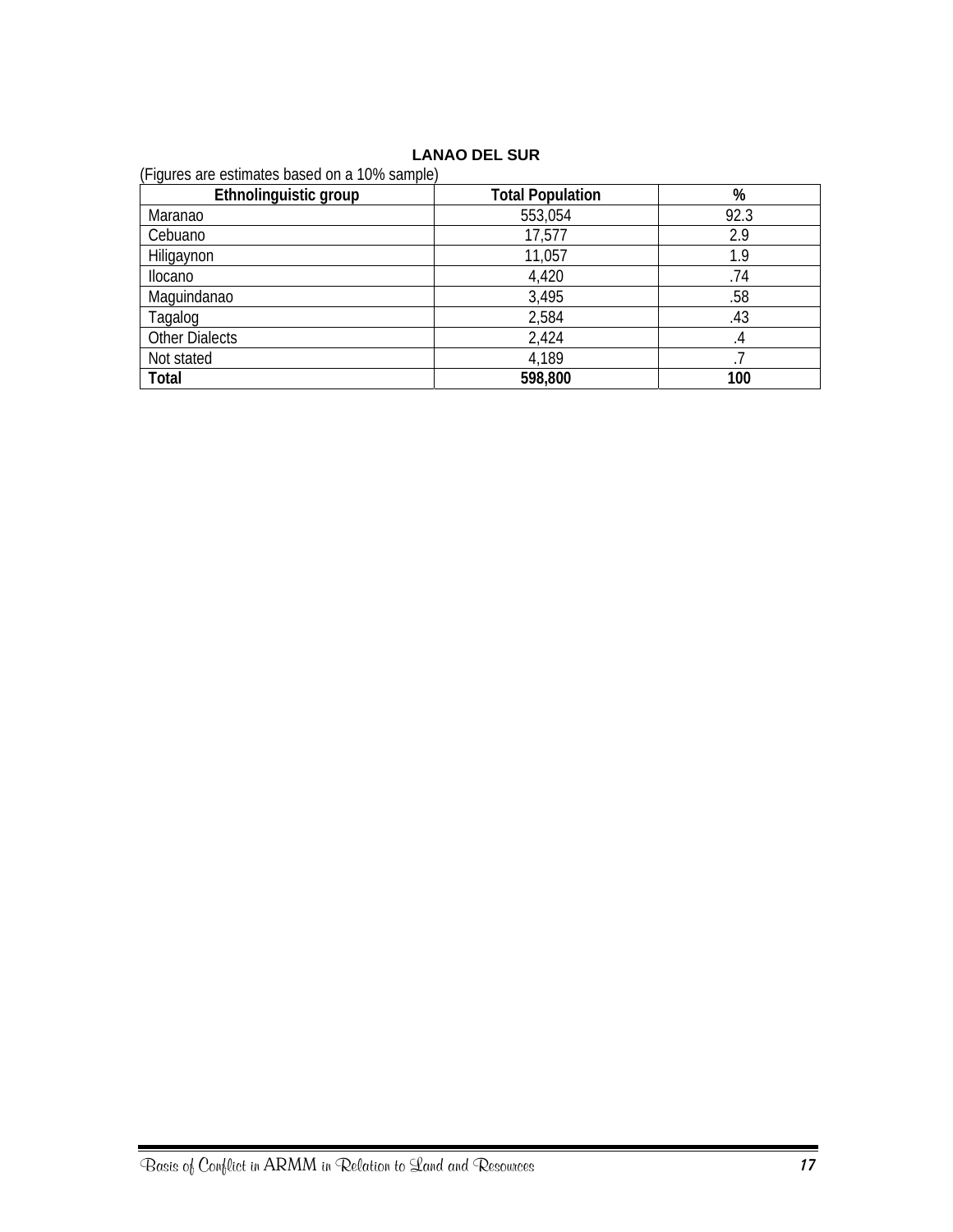**LANAO DEL SUR**

(Figures are estimates based on a 10% sample)

| Ethnolinguistic group | Total Population | % |
|---|---|---|
| Maranao | 553,054 | 92.3 |
| Cebuano | 17,577 | 2.9 |
| Hiligaynon | 11,057 | 1.9 |
| Ilocano | 4,420 | .74 |
| Maguindanao | 3,495 | .58 |
| Tagalog | 2,584 | .43 |
| Other Dialects | 2,424 | .4 |
| Not stated | 4,189 | .7 |
| **Total** | **598,800** | **100** |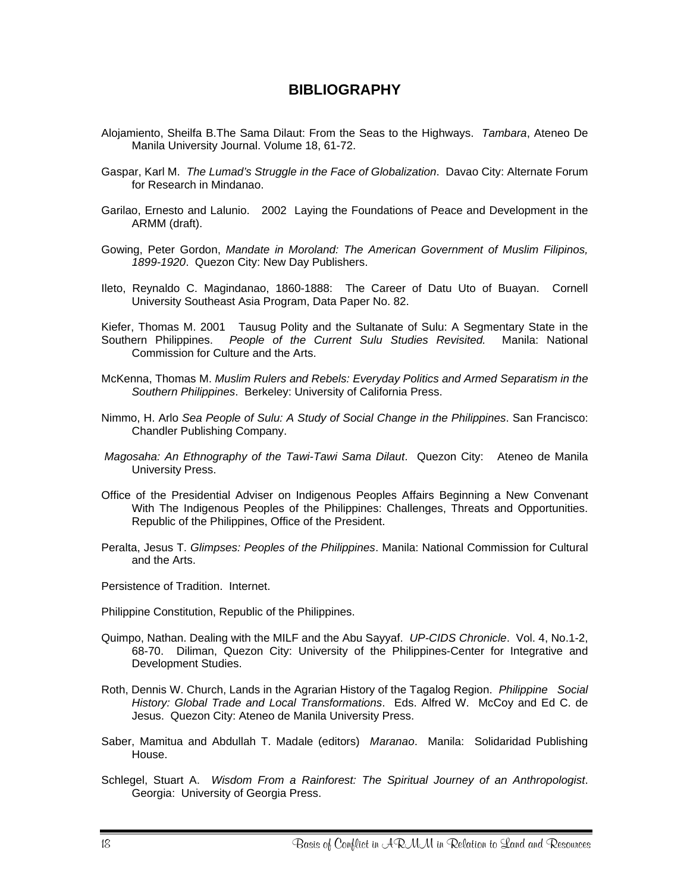# BIBLIOGRAPHY

Alojamiento, Sheilfa B.The Sama Dilaut: From the Seas to the Highways. *Tambara*, Ateneo De Manila University Journal. Volume 18, 61-72.

Gaspar, Karl M. *The Lumad's Struggle in the Face of Globalization*. Davao City: Alternate Forum for Research in Mindanao.

Garilao, Ernesto and Lalunio. 2002 Laying the Foundations of Peace and Development in the ARMM (draft).

Gowing, Peter Gordon, *Mandate in Moroland: The American Government of Muslim Filipinos, 1899-1920*. Quezon City: New Day Publishers.

Ileto, Reynaldo C. Magindanao, 1860-1888: The Career of Datu Uto of Buayan. Cornell University Southeast Asia Program, Data Paper No. 82.

Kiefer, Thomas M. 2001 Tausug Polity and the Sultanate of Sulu: A Segmentary State in the Southern Philippines. *People of the Current Sulu Studies Revisited.* Manila: National Commission for Culture and the Arts.

McKenna, Thomas M. *Muslim Rulers and Rebels: Everyday Politics and Armed Separatism in the Southern Philippines*. Berkeley: University of California Press.

Nimmo, H. Arlo *Sea People of Sulu: A Study of Social Change in the Philippines*. San Francisco: Chandler Publishing Company.

*Magosaha: An Ethnography of the Tawi-Tawi Sama Dilaut*. Quezon City: Ateneo de Manila University Press.

Office of the Presidential Adviser on Indigenous Peoples Affairs Beginning a New Convenant With The Indigenous Peoples of the Philippines: Challenges, Threats and Opportunities. Republic of the Philippines, Office of the President.

Peralta, Jesus T. *Glimpses: Peoples of the Philippines*. Manila: National Commission for Cultural and the Arts.

Persistence of Tradition. Internet.

Philippine Constitution, Republic of the Philippines.

Quimpo, Nathan. Dealing with the MILF and the Abu Sayyaf. *UP-CIDS Chronicle*. Vol. 4, No.1-2, 68-70. Diliman, Quezon City: University of the Philippines-Center for Integrative and Development Studies.

Roth, Dennis W. Church, Lands in the Agrarian History of the Tagalog Region. *Philippine Social History: Global Trade and Local Transformations*. Eds. Alfred W. McCoy and Ed C. de Jesus. Quezon City: Ateneo de Manila University Press.

Saber, Mamitua and Abdullah T. Madale (editors) *Maranao*. Manila: Solidaridad Publishing House.

Schlegel, Stuart A. *Wisdom From a Rainforest: The Spiritual Journey of an Anthropologist*. Georgia: University of Georgia Press.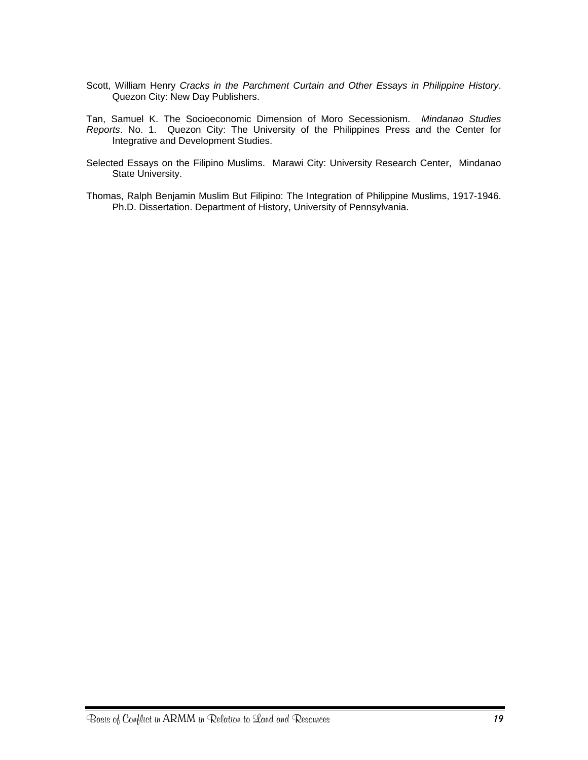Scott, William Henry *Cracks in the Parchment Curtain and Other Essays in Philippine History*. Quezon City: New Day Publishers.

Tan, Samuel K. The Socioeconomic Dimension of Moro Secessionism. *Mindanao Studies Reports*. No. 1. Quezon City: The University of the Philippines Press and the Center for Integrative and Development Studies.

Selected Essays on the Filipino Muslims. Marawi City: University Research Center, Mindanao State University.

Thomas, Ralph Benjamin Muslim But Filipino: The Integration of Philippine Muslims, 1917-1946. Ph.D. Dissertation. Department of History, University of Pennsylvania.